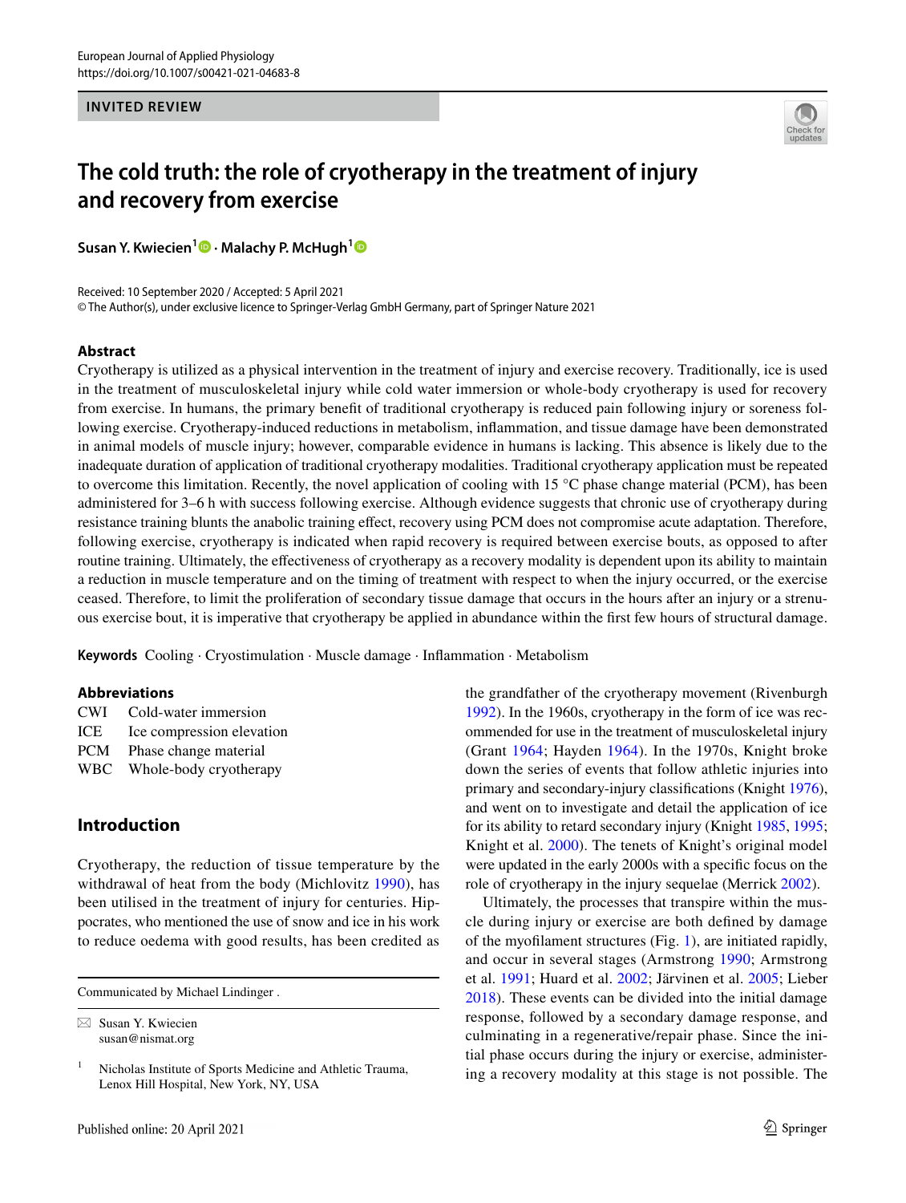**INVITED REVIEW**

# The cold truth: the role of cryotherapy in the treatment of injury and recovery from exercise

**Susan Y. Kwiecien[1] · Malachy P. McHugh[1]**

Received: 10 September 2020 / Accepted: 5 April 2021
© The Author(s), under exclusive licence to Springer-Verlag GmbH Germany, part of Springer Nature 2021

## Abstract

Cryotherapy is utilized as a physical intervention in the treatment of injury and exercise recovery. Traditionally, ice is used in the treatment of musculoskeletal injury while cold water immersion or whole-body cryotherapy is used for recovery from exercise. In humans, the primary benefit of traditional cryotherapy is reduced pain following injury or soreness following exercise. Cryotherapy-induced reductions in metabolism, inflammation, and tissue damage have been demonstrated in animal models of muscle injury; however, comparable evidence in humans is lacking. This absence is likely due to the inadequate duration of application of traditional cryotherapy modalities. Traditional cryotherapy application must be repeated to overcome this limitation. Recently, the novel application of cooling with 15 °C phase change material (PCM), has been administered for 3–6 h with success following exercise. Although evidence suggests that chronic use of cryotherapy during resistance training blunts the anabolic training effect, recovery using PCM does not compromise acute adaptation. Therefore, following exercise, cryotherapy is indicated when rapid recovery is required between exercise bouts, as opposed to after routine training. Ultimately, the effectiveness of cryotherapy as a recovery modality is dependent upon its ability to maintain a reduction in muscle temperature and on the timing of treatment with respect to when the injury occurred, or the exercise ceased. Therefore, to limit the proliferation of secondary tissue damage that occurs in the hours after an injury or a strenuous exercise bout, it is imperative that cryotherapy be applied in abundance within the first few hours of structural damage.

**Keywords** Cooling · Cryostimulation · Muscle damage · Inflammation · Metabolism

### Abbreviations

| | |
|---|---|
| CWI | Cold-water immersion |
| ICE | Ice compression elevation |
| PCM | Phase change material |
| WBC | Whole-body cryotherapy |

## Introduction

Cryotherapy, the reduction of tissue temperature by the withdrawal of heat from the body (Michlovitz 1990), has been utilised in the treatment of injury for centuries. Hippocrates, who mentioned the use of snow and ice in his work to reduce oedema with good results, has been credited as the grandfather of the cryotherapy movement (Rivenburgh 1992). In the 1960s, cryotherapy in the form of ice was recommended for use in the treatment of musculoskeletal injury (Grant 1964; Hayden 1964). In the 1970s, Knight broke down the series of events that follow athletic injuries into primary and secondary-injury classifications (Knight 1976), and went on to investigate and detail the application of ice for its ability to retard secondary injury (Knight 1985, 1995; Knight et al. 2000). The tenets of Knight's original model were updated in the early 2000s with a specific focus on the role of cryotherapy in the injury sequelae (Merrick 2002).

Ultimately, the processes that transpire within the muscle during injury or exercise are both defined by damage of the myofilament structures (Fig. 1), are initiated rapidly, and occur in several stages (Armstrong 1990; Armstrong et al. 1991; Huard et al. 2002; Järvinen et al. 2005; Lieber 2018). These events can be divided into the initial damage response, followed by a secondary damage response, and culminating in a regenerative/repair phase. Since the initial phase occurs during the injury or exercise, administering a recovery modality at this stage is not possible. The

---

Communicated by Michael Lindinger.

✉ Susan Y. Kwiecien
susan@nismat.org

[1] Nicholas Institute of Sports Medicine and Athletic Trauma, Lenox Hill Hospital, New York, NY, USA

Published online: 20 April 2021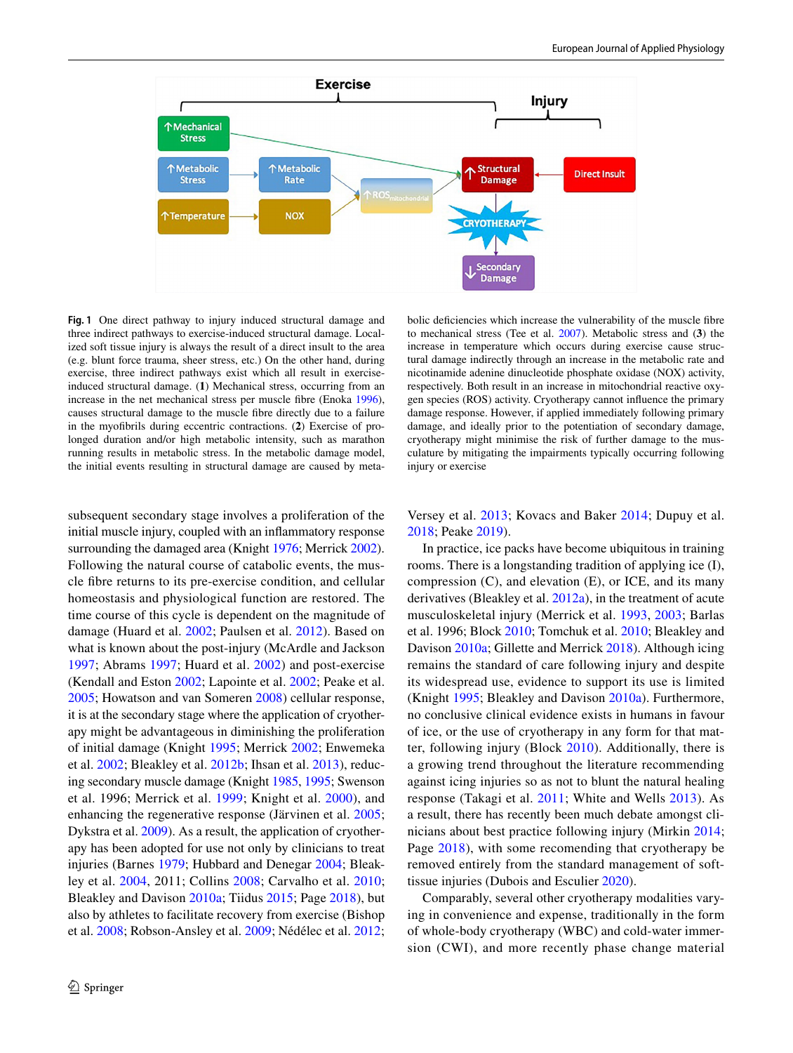**Fig. 1** One direct pathway to injury induced structural damage and three indirect pathways to exercise-induced structural damage. Localized soft tissue injury is always the result of a direct insult to the area (e.g. blunt force trauma, sheer stress, etc.) On the other hand, during exercise, three indirect pathways exist which all result in exercise-induced structural damage. (**1**) Mechanical stress, occurring from an increase in the net mechanical stress per muscle fibre (Enoka 1996), causes structural damage to the muscle fibre directly due to a failure in the myofibrils during eccentric contractions. (**2**) Exercise of prolonged duration and/or high metabolic intensity, such as marathon running results in metabolic stress. In the metabolic damage model, the initial events resulting in structural damage are caused by metabolic deficiencies which increase the vulnerability of the muscle fibre to mechanical stress (Tee et al. 2007). Metabolic stress and (**3**) the increase in temperature which occurs during exercise cause structural damage indirectly through an increase in the metabolic rate and nicotinamide adenine dinucleotide phosphate oxidase (NOX) activity, respectively. Both result in an increase in mitochondrial reactive oxygen species (ROS) activity. Cryotherapy cannot influence the primary damage response. However, if applied immediately following primary damage, and ideally prior to the potentiation of secondary damage, cryotherapy might minimise the risk of further damage to the musculature by mitigating the impairments typically occurring following injury or exercise

subsequent secondary stage involves a proliferation of the initial muscle injury, coupled with an inflammatory response surrounding the damaged area (Knight 1976; Merrick 2002). Following the natural course of catabolic events, the muscle fibre returns to its pre-exercise condition, and cellular homeostasis and physiological function are restored. The time course of this cycle is dependent on the magnitude of damage (Huard et al. 2002; Paulsen et al. 2012). Based on what is known about the post-injury (McArdle and Jackson 1997; Abrams 1997; Huard et al. 2002) and post-exercise (Kendall and Eston 2002; Lapointe et al. 2002; Peake et al. 2005; Howatson and van Someren 2008) cellular response, it is at the secondary stage where the application of cryotherapy might be advantageous in diminishing the proliferation of initial damage (Knight 1995; Merrick 2002; Enwemeka et al. 2002; Bleakley et al. 2012b; Ihsan et al. 2013), reducing secondary muscle damage (Knight 1985, 1995; Swenson et al. 1996; Merrick et al. 1999; Knight et al. 2000), and enhancing the regenerative response (Järvinen et al. 2005; Dykstra et al. 2009). As a result, the application of cryotherapy has been adopted for use not only by clinicians to treat injuries (Barnes 1979; Hubbard and Denegar 2004; Bleakley et al. 2004, 2011; Collins 2008; Carvalho et al. 2010; Bleakley and Davison 2010a; Tiidus 2015; Page 2018), but also by athletes to facilitate recovery from exercise (Bishop et al. 2008; Robson-Ansley et al. 2009; Nédélec et al. 2012; Versey et al. 2013; Kovacs and Baker 2014; Dupuy et al. 2018; Peake 2019).

In practice, ice packs have become ubiquitous in training rooms. There is a longstanding tradition of applying ice (I), compression (C), and elevation (E), or ICE, and its many derivatives (Bleakley et al. 2012a), in the treatment of acute musculoskeletal injury (Merrick et al. 1993, 2003; Barlas et al. 1996; Block 2010; Tomchuk et al. 2010; Bleakley and Davison 2010a; Gillette and Merrick 2018). Although icing remains the standard of care following injury and despite its widespread use, evidence to support its use is limited (Knight 1995; Bleakley and Davison 2010a). Furthermore, no conclusive clinical evidence exists in humans in favour of ice, or the use of cryotherapy in any form for that matter, following injury (Block 2010). Additionally, there is a growing trend throughout the literature recommending against icing injuries so as not to blunt the natural healing response (Takagi et al. 2011; White and Wells 2013). As a result, there has recently been much debate amongst clinicians about best practice following injury (Mirkin 2014; Page 2018), with some recomending that cryotherapy be removed entirely from the standard management of soft-tissue injuries (Dubois and Esculier 2020).

Comparably, several other cryotherapy modalities varying in convenience and expense, traditionally in the form of whole-body cryotherapy (WBC) and cold-water immersion (CWI), and more recently phase change material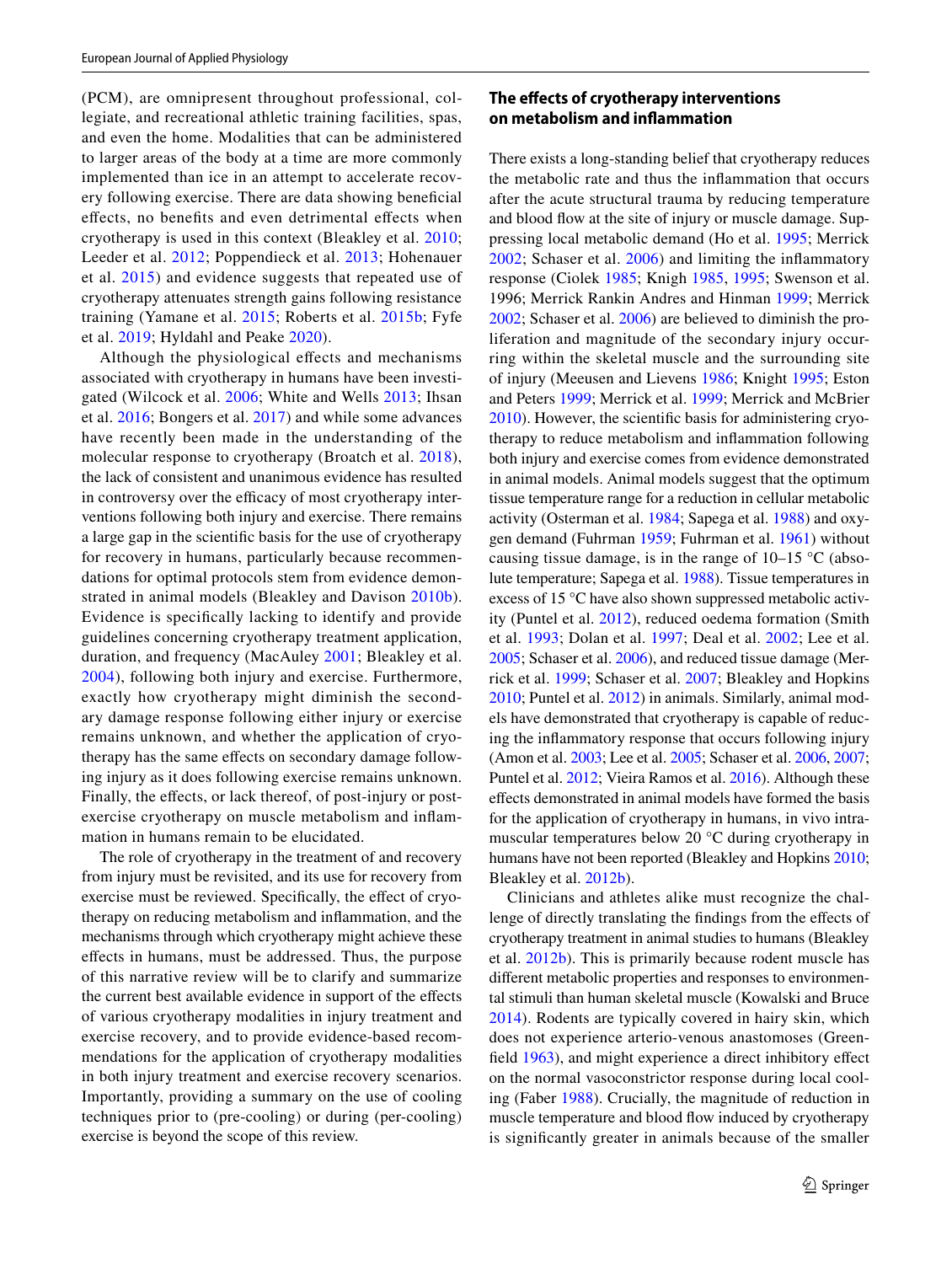(PCM), are omnipresent throughout professional, collegiate, and recreational athletic training facilities, spas, and even the home. Modalities that can be administered to larger areas of the body at a time are more commonly implemented than ice in an attempt to accelerate recovery following exercise. There are data showing beneficial effects, no benefits and even detrimental effects when cryotherapy is used in this context (Bleakley et al. 2010; Leeder et al. 2012; Poppendieck et al. 2013; Hohenauer et al. 2015) and evidence suggests that repeated use of cryotherapy attenuates strength gains following resistance training (Yamane et al. 2015; Roberts et al. 2015b; Fyfe et al. 2019; Hyldahl and Peake 2020).

Although the physiological effects and mechanisms associated with cryotherapy in humans have been investigated (Wilcock et al. 2006; White and Wells 2013; Ihsan et al. 2016; Bongers et al. 2017) and while some advances have recently been made in the understanding of the molecular response to cryotherapy (Broatch et al. 2018), the lack of consistent and unanimous evidence has resulted in controversy over the efficacy of most cryotherapy interventions following both injury and exercise. There remains a large gap in the scientific basis for the use of cryotherapy for recovery in humans, particularly because recommendations for optimal protocols stem from evidence demonstrated in animal models (Bleakley and Davison 2010b). Evidence is specifically lacking to identify and provide guidelines concerning cryotherapy treatment application, duration, and frequency (MacAuley 2001; Bleakley et al. 2004), following both injury and exercise. Furthermore, exactly how cryotherapy might diminish the secondary damage response following either injury or exercise remains unknown, and whether the application of cryotherapy has the same effects on secondary damage following injury as it does following exercise remains unknown. Finally, the effects, or lack thereof, of post-injury or post-exercise cryotherapy on muscle metabolism and inflammation in humans remain to be elucidated.

The role of cryotherapy in the treatment of and recovery from injury must be revisited, and its use for recovery from exercise must be reviewed. Specifically, the effect of cryotherapy on reducing metabolism and inflammation, and the mechanisms through which cryotherapy might achieve these effects in humans, must be addressed. Thus, the purpose of this narrative review will be to clarify and summarize the current best available evidence in support of the effects of various cryotherapy modalities in injury treatment and exercise recovery, and to provide evidence-based recommendations for the application of cryotherapy modalities in both injury treatment and exercise recovery scenarios. Importantly, providing a summary on the use of cooling techniques prior to (pre-cooling) or during (per-cooling) exercise is beyond the scope of this review.

## The effects of cryotherapy interventions on metabolism and inflammation

There exists a long-standing belief that cryotherapy reduces the metabolic rate and thus the inflammation that occurs after the acute structural trauma by reducing temperature and blood flow at the site of injury or muscle damage. Suppressing local metabolic demand (Ho et al. 1995; Merrick 2002; Schaser et al. 2006) and limiting the inflammatory response (Ciolek 1985; Knigh 1985, 1995; Swenson et al. 1996; Merrick Rankin Andres and Hinman 1999; Merrick 2002; Schaser et al. 2006) are believed to diminish the proliferation and magnitude of the secondary injury occurring within the skeletal muscle and the surrounding site of injury (Meeusen and Lievens 1986; Knight 1995; Eston and Peters 1999; Merrick et al. 1999; Merrick and McBrier 2010). However, the scientific basis for administering cryotherapy to reduce metabolism and inflammation following both injury and exercise comes from evidence demonstrated in animal models. Animal models suggest that the optimum tissue temperature range for a reduction in cellular metabolic activity (Osterman et al. 1984; Sapega et al. 1988) and oxygen demand (Fuhrman 1959; Fuhrman et al. 1961) without causing tissue damage, is in the range of 10–15 °C (absolute temperature; Sapega et al. 1988). Tissue temperatures in excess of 15 °C have also shown suppressed metabolic activity (Puntel et al. 2012), reduced oedema formation (Smith et al. 1993; Dolan et al. 1997; Deal et al. 2002; Lee et al. 2005; Schaser et al. 2006), and reduced tissue damage (Merrick et al. 1999; Schaser et al. 2007; Bleakley and Hopkins 2010; Puntel et al. 2012) in animals. Similarly, animal models have demonstrated that cryotherapy is capable of reducing the inflammatory response that occurs following injury (Amon et al. 2003; Lee et al. 2005; Schaser et al. 2006, 2007; Puntel et al. 2012; Vieira Ramos et al. 2016). Although these effects demonstrated in animal models have formed the basis for the application of cryotherapy in humans, in vivo intramuscular temperatures below 20 °C during cryotherapy in humans have not been reported (Bleakley and Hopkins 2010; Bleakley et al. 2012b).

Clinicians and athletes alike must recognize the challenge of directly translating the findings from the effects of cryotherapy treatment in animal studies to humans (Bleakley et al. 2012b). This is primarily because rodent muscle has different metabolic properties and responses to environmental stimuli than human skeletal muscle (Kowalski and Bruce 2014). Rodents are typically covered in hairy skin, which does not experience arterio-venous anastomoses (Greenfield 1963), and might experience a direct inhibitory effect on the normal vasoconstrictor response during local cooling (Faber 1988). Crucially, the magnitude of reduction in muscle temperature and blood flow induced by cryotherapy is significantly greater in animals because of the smaller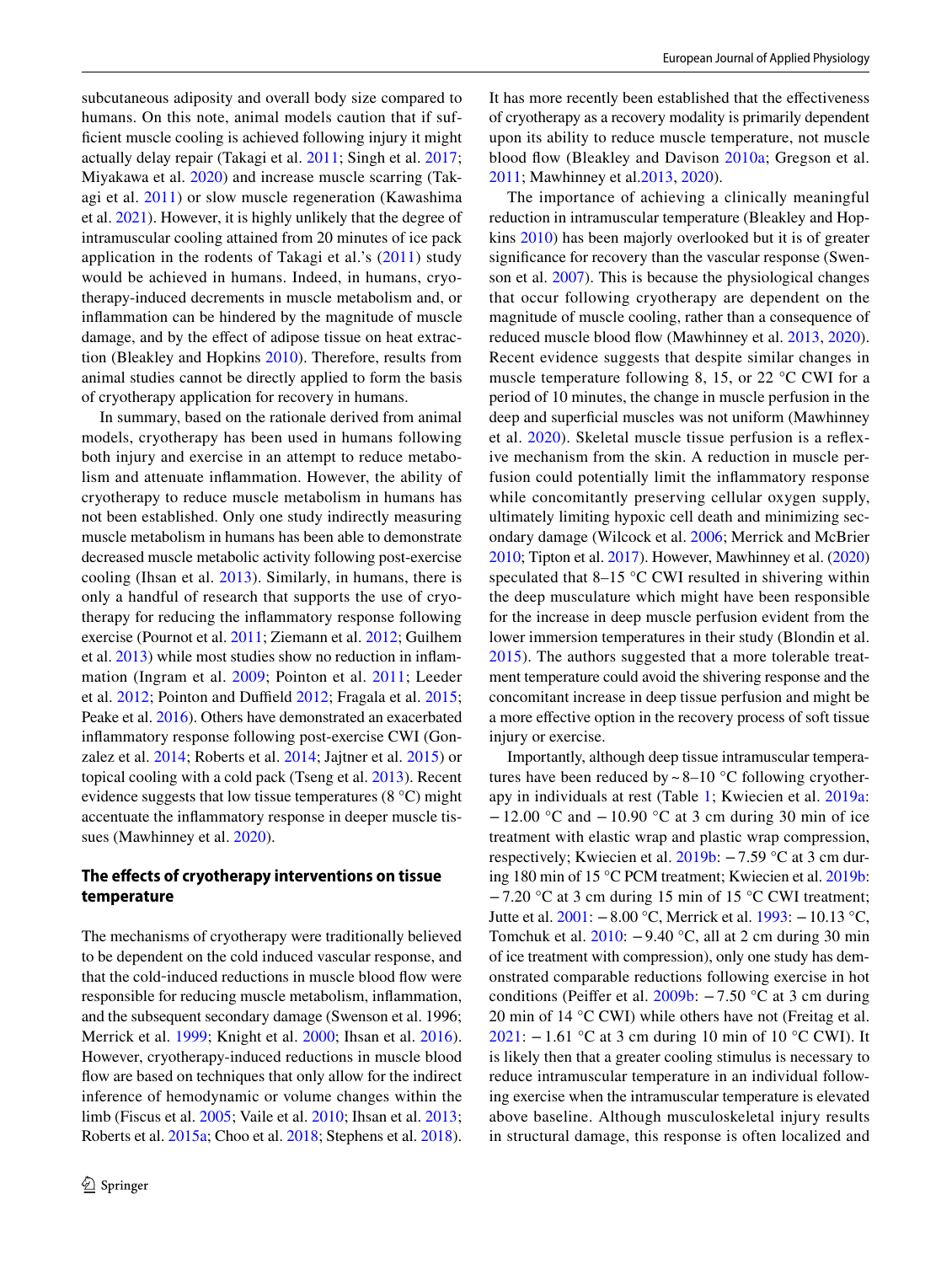subcutaneous adiposity and overall body size compared to humans. On this note, animal models caution that if sufficient muscle cooling is achieved following injury it might actually delay repair (Takagi et al. 2011; Singh et al. 2017; Miyakawa et al. 2020) and increase muscle scarring (Takagi et al. 2011) or slow muscle regeneration (Kawashima et al. 2021). However, it is highly unlikely that the degree of intramuscular cooling attained from 20 minutes of ice pack application in the rodents of Takagi et al.'s (2011) study would be achieved in humans. Indeed, in humans, cryotherapy-induced decrements in muscle metabolism and, or inflammation can be hindered by the magnitude of muscle damage, and by the effect of adipose tissue on heat extraction (Bleakley and Hopkins 2010). Therefore, results from animal studies cannot be directly applied to form the basis of cryotherapy application for recovery in humans.

In summary, based on the rationale derived from animal models, cryotherapy has been used in humans following both injury and exercise in an attempt to reduce metabolism and attenuate inflammation. However, the ability of cryotherapy to reduce muscle metabolism in humans has not been established. Only one study indirectly measuring muscle metabolism in humans has been able to demonstrate decreased muscle metabolic activity following post-exercise cooling (Ihsan et al. 2013). Similarly, in humans, there is only a handful of research that supports the use of cryotherapy for reducing the inflammatory response following exercise (Pournot et al. 2011; Ziemann et al. 2012; Guilhem et al. 2013) while most studies show no reduction in inflammation (Ingram et al. 2009; Pointon et al. 2011; Leeder et al. 2012; Pointon and Duffield 2012; Fragala et al. 2015; Peake et al. 2016). Others have demonstrated an exacerbated inflammatory response following post-exercise CWI (Gonzalez et al. 2014; Roberts et al. 2014; Jajtner et al. 2015) or topical cooling with a cold pack (Tseng et al. 2013). Recent evidence suggests that low tissue temperatures (8 °C) might accentuate the inflammatory response in deeper muscle tissues (Mawhinney et al. 2020).

## The effects of cryotherapy interventions on tissue temperature

The mechanisms of cryotherapy were traditionally believed to be dependent on the cold induced vascular response, and that the cold-induced reductions in muscle blood flow were responsible for reducing muscle metabolism, inflammation, and the subsequent secondary damage (Swenson et al. 1996; Merrick et al. 1999; Knight et al. 2000; Ihsan et al. 2016). However, cryotherapy-induced reductions in muscle blood flow are based on techniques that only allow for the indirect inference of hemodynamic or volume changes within the limb (Fiscus et al. 2005; Vaile et al. 2010; Ihsan et al. 2013; Roberts et al. 2015a; Choo et al. 2018; Stephens et al. 2018). It has more recently been established that the effectiveness of cryotherapy as a recovery modality is primarily dependent upon its ability to reduce muscle temperature, not muscle blood flow (Bleakley and Davison 2010a; Gregson et al. 2011; Mawhinney et al.2013, 2020).

The importance of achieving a clinically meaningful reduction in intramuscular temperature (Bleakley and Hopkins 2010) has been majorly overlooked but it is of greater significance for recovery than the vascular response (Swenson et al. 2007). This is because the physiological changes that occur following cryotherapy are dependent on the magnitude of muscle cooling, rather than a consequence of reduced muscle blood flow (Mawhinney et al. 2013, 2020). Recent evidence suggests that despite similar changes in muscle temperature following 8, 15, or 22 °C CWI for a period of 10 minutes, the change in muscle perfusion in the deep and superficial muscles was not uniform (Mawhinney et al. 2020). Skeletal muscle tissue perfusion is a reflexive mechanism from the skin. A reduction in muscle perfusion could potentially limit the inflammatory response while concomitantly preserving cellular oxygen supply, ultimately limiting hypoxic cell death and minimizing secondary damage (Wilcock et al. 2006; Merrick and McBrier 2010; Tipton et al. 2017). However, Mawhinney et al. (2020) speculated that 8–15 °C CWI resulted in shivering within the deep musculature which might have been responsible for the increase in deep muscle perfusion evident from the lower immersion temperatures in their study (Blondin et al. 2015). The authors suggested that a more tolerable treatment temperature could avoid the shivering response and the concomitant increase in deep tissue perfusion and might be a more effective option in the recovery process of soft tissue injury or exercise.

Importantly, although deep tissue intramuscular temperatures have been reduced by ~8–10 °C following cryotherapy in individuals at rest (Table 1; Kwiecien et al. 2019a: −12.00 °C and −10.90 °C at 3 cm during 30 min of ice treatment with elastic wrap and plastic wrap compression, respectively; Kwiecien et al. 2019b: −7.59 °C at 3 cm during 180 min of 15 °C PCM treatment; Kwiecien et al. 2019b: −7.20 °C at 3 cm during 15 min of 15 °C CWI treatment; Jutte et al. 2001: −8.00 °C, Merrick et al. 1993: −10.13 °C, Tomchuk et al. 2010: −9.40 °C, all at 2 cm during 30 min of ice treatment with compression), only one study has demonstrated comparable reductions following exercise in hot conditions (Peiffer et al. 2009b: −7.50 °C at 3 cm during 20 min of 14 °C CWI) while others have not (Freitag et al. 2021: −1.61 °C at 3 cm during 10 min of 10 °C CWI). It is likely then that a greater cooling stimulus is necessary to reduce intramuscular temperature in an individual following exercise when the intramuscular temperature is elevated above baseline. Although musculoskeletal injury results in structural damage, this response is often localized and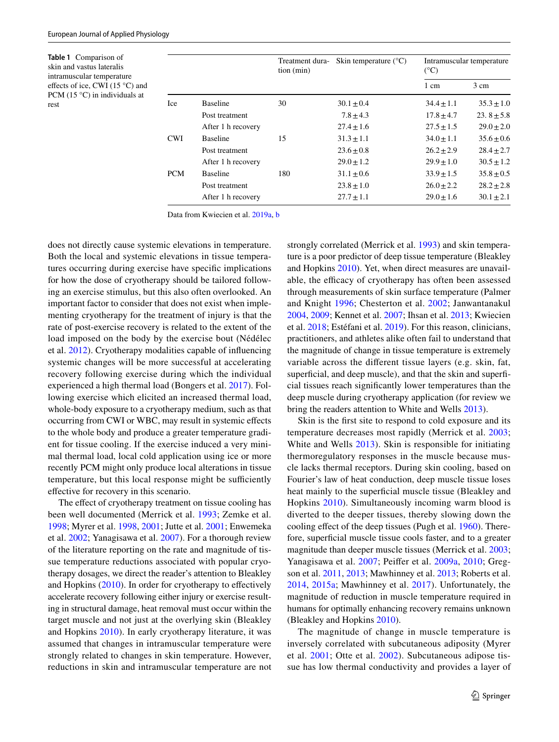**Table 1** Comparison of skin and vastus lateralis intramuscular temperature effects of ice, CWI (15 °C) and PCM (15 °C) in individuals at rest

| | | Treatment duration (min) | Skin temperature (°C) | Intramuscular temperature (°C) | |
|---|---|---|---|---|---|
| | | | | 1 cm | 3 cm |
| Ice | Baseline | 30 | 30.1 ± 0.4 | 34.4 ± 1.1 | 35.3 ± 1.0 |
| | Post treatment | | 7.8 ± 4.3 | 17.8 ± 4.7 | 23. 8 ± 5.8 |
| | After 1 h recovery | | 27.4 ± 1.6 | 27.5 ± 1.5 | 29.0 ± 2.0 |
| CWI | Baseline | 15 | 31.3 ± 1.1 | 34.0 ± 1.1 | 35.6 ± 0.6 |
| | Post treatment | | 23.6 ± 0.8 | 26.2 ± 2.9 | 28.4 ± 2.7 |
| | After 1 h recovery | | 29.0 ± 1.2 | 29.9 ± 1.0 | 30.5 ± 1.2 |
| PCM | Baseline | 180 | 31.1 ± 0.6 | 33.9 ± 1.5 | 35.8 ± 0.5 |
| | Post treatment | | 23.8 ± 1.0 | 26.0 ± 2.2 | 28.2 ± 2.8 |
| | After 1 h recovery | | 27.7 ± 1.1 | 29.0 ± 1.6 | 30.1 ± 2.1 |

Data from Kwiecien et al. 2019a, b

does not directly cause systemic elevations in temperature. Both the local and systemic elevations in tissue temperatures occurring during exercise have specific implications for how the dose of cryotherapy should be tailored following an exercise stimulus, but this also often overlooked. An important factor to consider that does not exist when implementing cryotherapy for the treatment of injury is that the rate of post-exercise recovery is related to the extent of the load imposed on the body by the exercise bout (Nédélec et al. 2012). Cryotherapy modalities capable of influencing systemic changes will be more successful at accelerating recovery following exercise during which the individual experienced a high thermal load (Bongers et al. 2017). Following exercise which elicited an increased thermal load, whole-body exposure to a cryotherapy medium, such as that occurring from CWI or WBC, may result in systemic effects to the whole body and produce a greater temperature gradient for tissue cooling. If the exercise induced a very minimal thermal load, local cold application using ice or more recently PCM might only produce local alterations in tissue temperature, but this local response might be sufficiently effective for recovery in this scenario.

The effect of cryotherapy treatment on tissue cooling has been well documented (Merrick et al. 1993; Zemke et al. 1998; Myrer et al. 1998, 2001; Jutte et al. 2001; Enwemeka et al. 2002; Yanagisawa et al. 2007). For a thorough review of the literature reporting on the rate and magnitude of tissue temperature reductions associated with popular cryotherapy dosages, we direct the reader's attention to Bleakley and Hopkins (2010). In order for cryotherapy to effectively accelerate recovery following either injury or exercise resulting in structural damage, heat removal must occur within the target muscle and not just at the overlying skin (Bleakley and Hopkins 2010). In early cryotherapy literature, it was assumed that changes in intramuscular temperature were strongly related to changes in skin temperature. However, reductions in skin and intramuscular temperature are not strongly correlated (Merrick et al. 1993) and skin temperature is a poor predictor of deep tissue temperature (Bleakley and Hopkins 2010). Yet, when direct measures are unavailable, the efficacy of cryotherapy has often been assessed through measurements of skin surface temperature (Palmer and Knight 1996; Chesterton et al. 2002; Janwantanakul 2004, 2009; Kennet et al. 2007; Ihsan et al. 2013; Kwiecien et al. 2018; Estéfani et al. 2019). For this reason, clinicians, practitioners, and athletes alike often fail to understand that the magnitude of change in tissue temperature is extremely variable across the different tissue layers (e.g. skin, fat, superficial, and deep muscle), and that the skin and superficial tissues reach significantly lower temperatures than the deep muscle during cryotherapy application (for review we bring the readers attention to White and Wells 2013).

Skin is the first site to respond to cold exposure and its temperature decreases most rapidly (Merrick et al. 2003; White and Wells 2013). Skin is responsible for initiating thermoregulatory responses in the muscle because muscle lacks thermal receptors. During skin cooling, based on Fourier's law of heat conduction, deep muscle tissue loses heat mainly to the superficial muscle tissue (Bleakley and Hopkins 2010). Simultaneously incoming warm blood is diverted to the deeper tissues, thereby slowing down the cooling effect of the deep tissues (Pugh et al. 1960). Therefore, superficial muscle tissue cools faster, and to a greater magnitude than deeper muscle tissues (Merrick et al. 2003; Yanagisawa et al. 2007; Peiffer et al. 2009a, 2010; Gregson et al. 2011, 2013; Mawhinney et al. 2013; Roberts et al. 2014, 2015a; Mawhinney et al. 2017). Unfortunately, the magnitude of reduction in muscle temperature required in humans for optimally enhancing recovery remains unknown (Bleakley and Hopkins 2010).

The magnitude of change in muscle temperature is inversely correlated with subcutaneous adiposity (Myrer et al. 2001; Otte et al. 2002). Subcutaneous adipose tissue has low thermal conductivity and provides a layer of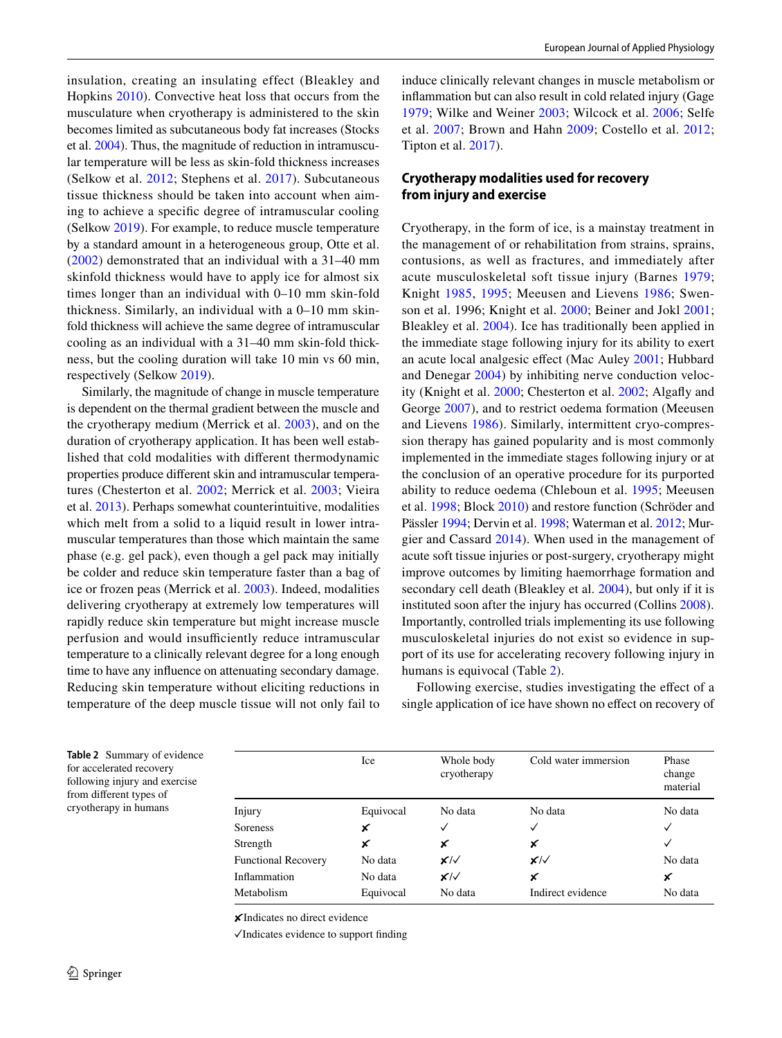insulation, creating an insulating effect (Bleakley and Hopkins 2010). Convective heat loss that occurs from the musculature when cryotherapy is administered to the skin becomes limited as subcutaneous body fat increases (Stocks et al. 2004). Thus, the magnitude of reduction in intramuscular temperature will be less as skin-fold thickness increases (Selkow et al. 2012; Stephens et al. 2017). Subcutaneous tissue thickness should be taken into account when aiming to achieve a specific degree of intramuscular cooling (Selkow 2019). For example, to reduce muscle temperature by a standard amount in a heterogeneous group, Otte et al. (2002) demonstrated that an individual with a 31–40 mm skinfold thickness would have to apply ice for almost six times longer than an individual with 0–10 mm skin-fold thickness. Similarly, an individual with a 0–10 mm skin-fold thickness will achieve the same degree of intramuscular cooling as an individual with a 31–40 mm skin-fold thickness, but the cooling duration will take 10 min vs 60 min, respectively (Selkow 2019).

Similarly, the magnitude of change in muscle temperature is dependent on the thermal gradient between the muscle and the cryotherapy medium (Merrick et al. 2003), and on the duration of cryotherapy application. It has been well established that cold modalities with different thermodynamic properties produce different skin and intramuscular temperatures (Chesterton et al. 2002; Merrick et al. 2003; Vieira et al. 2013). Perhaps somewhat counterintuitive, modalities which melt from a solid to a liquid result in lower intramuscular temperatures than those which maintain the same phase (e.g. gel pack), even though a gel pack may initially be colder and reduce skin temperature faster than a bag of ice or frozen peas (Merrick et al. 2003). Indeed, modalities delivering cryotherapy at extremely low temperatures will rapidly reduce skin temperature but might increase muscle perfusion and would insufficiently reduce intramuscular temperature to a clinically relevant degree for a long enough time to have any influence on attenuating secondary damage. Reducing skin temperature without eliciting reductions in temperature of the deep muscle tissue will not only fail to induce clinically relevant changes in muscle metabolism or inflammation but can also result in cold related injury (Gage 1979; Wilke and Weiner 2003; Wilcock et al. 2006; Selfe et al. 2007; Brown and Hahn 2009; Costello et al. 2012; Tipton et al. 2017).

## Cryotherapy modalities used for recovery from injury and exercise

Cryotherapy, in the form of ice, is a mainstay treatment in the management of or rehabilitation from strains, sprains, contusions, as well as fractures, and immediately after acute musculoskeletal soft tissue injury (Barnes 1979; Knight 1985, 1995; Meeusen and Lievens 1986; Swenson et al. 1996; Knight et al. 2000; Beiner and Jokl 2001; Bleakley et al. 2004). Ice has traditionally been applied in the immediate stage following injury for its ability to exert an acute local analgesic effect (Mac Auley 2001; Hubbard and Denegar 2004) by inhibiting nerve conduction velocity (Knight et al. 2000; Chesterton et al. 2002; Algafly and George 2007), and to restrict oedema formation (Meeusen and Lievens 1986). Similarly, intermittent cryo-compression therapy has gained popularity and is most commonly implemented in the immediate stages following injury or at the conclusion of an operative procedure for its purported ability to reduce oedema (Chleboun et al. 1995; Meeusen et al. 1998; Block 2010) and restore function (Schröder and Pässler 1994; Dervin et al. 1998; Waterman et al. 2012; Murgier and Cassard 2014). When used in the management of acute soft tissue injuries or post-surgery, cryotherapy might improve outcomes by limiting haemorrhage formation and secondary cell death (Bleakley et al. 2004), but only if it is instituted soon after the injury has occurred (Collins 2008). Importantly, controlled trials implementing its use following musculoskeletal injuries do not exist so evidence in support of its use for accelerating recovery following injury in humans is equivocal (Table 2).

Following exercise, studies investigating the effect of a single application of ice have shown no effect on recovery of

**Table 2** Summary of evidence for accelerated recovery following injury and exercise from different types of cryotherapy in humans

| | Ice | Whole body cryotherapy | Cold water immersion | Phase change material |
|---|---|---|---|---|
| Injury | Equivocal | No data | No data | No data |
| Soreness | ✘ | ✓ | ✓ | ✓ |
| Strength | ✘ | ✘ | ✘ | ✓ |
| Functional Recovery | No data | ✘/✓ | ✘/✓ | No data |
| Inflammation | No data | ✘/✓ | ✘ | ✘ |
| Metabolism | Equivocal | No data | Indirect evidence | No data |

✘Indicates no direct evidence

✓Indicates evidence to support finding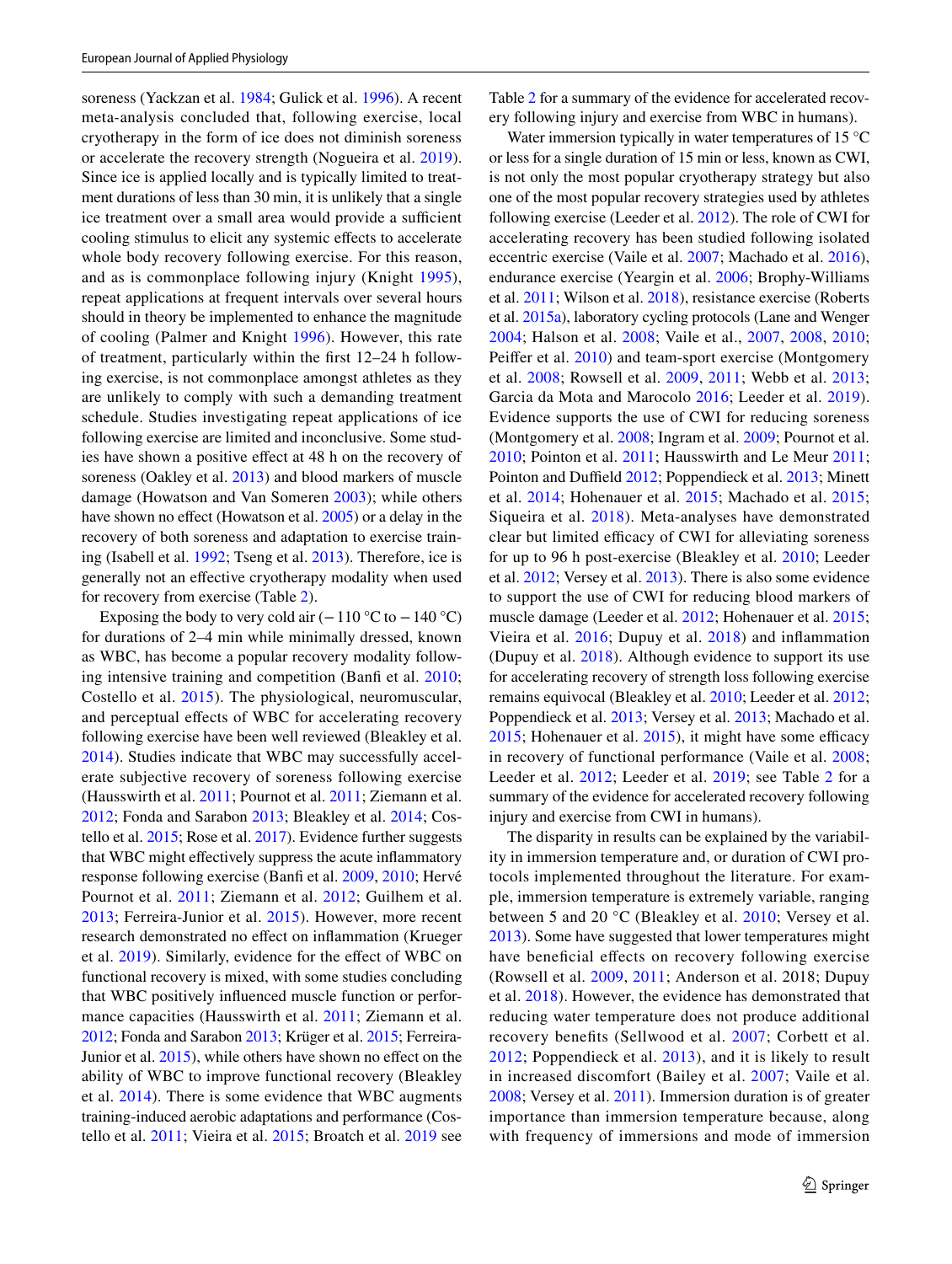soreness (Yackzan et al. 1984; Gulick et al. 1996). A recent meta-analysis concluded that, following exercise, local cryotherapy in the form of ice does not diminish soreness or accelerate the recovery strength (Nogueira et al. 2019). Since ice is applied locally and is typically limited to treatment durations of less than 30 min, it is unlikely that a single ice treatment over a small area would provide a sufficient cooling stimulus to elicit any systemic effects to accelerate whole body recovery following exercise. For this reason, and as is commonplace following injury (Knight 1995), repeat applications at frequent intervals over several hours should in theory be implemented to enhance the magnitude of cooling (Palmer and Knight 1996). However, this rate of treatment, particularly within the first 12–24 h following exercise, is not commonplace amongst athletes as they are unlikely to comply with such a demanding treatment schedule. Studies investigating repeat applications of ice following exercise are limited and inconclusive. Some studies have shown a positive effect at 48 h on the recovery of soreness (Oakley et al. 2013) and blood markers of muscle damage (Howatson and Van Someren 2003); while others have shown no effect (Howatson et al. 2005) or a delay in the recovery of both soreness and adaptation to exercise training (Isabell et al. 1992; Tseng et al. 2013). Therefore, ice is generally not an effective cryotherapy modality when used for recovery from exercise (Table 2).

Exposing the body to very cold air (− 110 °C to − 140 °C) for durations of 2–4 min while minimally dressed, known as WBC, has become a popular recovery modality following intensive training and competition (Banfi et al. 2010; Costello et al. 2015). The physiological, neuromuscular, and perceptual effects of WBC for accelerating recovery following exercise have been well reviewed (Bleakley et al. 2014). Studies indicate that WBC may successfully accelerate subjective recovery of soreness following exercise (Hausswirth et al. 2011; Pournot et al. 2011; Ziemann et al. 2012; Fonda and Sarabon 2013; Bleakley et al. 2014; Costello et al. 2015; Rose et al. 2017). Evidence further suggests that WBC might effectively suppress the acute inflammatory response following exercise (Banfi et al. 2009, 2010; Hervé Pournot et al. 2011; Ziemann et al. 2012; Guilhem et al. 2013; Ferreira-Junior et al. 2015). However, more recent research demonstrated no effect on inflammation (Krueger et al. 2019). Similarly, evidence for the effect of WBC on functional recovery is mixed, with some studies concluding that WBC positively influenced muscle function or performance capacities (Hausswirth et al. 2011; Ziemann et al. 2012; Fonda and Sarabon 2013; Krüger et al. 2015; Ferreira-Junior et al. 2015), while others have shown no effect on the ability of WBC to improve functional recovery (Bleakley et al. 2014). There is some evidence that WBC augments training-induced aerobic adaptations and performance (Costello et al. 2011; Vieira et al. 2015; Broatch et al. 2019 see Table 2 for a summary of the evidence for accelerated recovery following injury and exercise from WBC in humans).

Water immersion typically in water temperatures of 15 °C or less for a single duration of 15 min or less, known as CWI, is not only the most popular cryotherapy strategy but also one of the most popular recovery strategies used by athletes following exercise (Leeder et al. 2012). The role of CWI for accelerating recovery has been studied following isolated eccentric exercise (Vaile et al. 2007; Machado et al. 2016), endurance exercise (Yeargin et al. 2006; Brophy-Williams et al. 2011; Wilson et al. 2018), resistance exercise (Roberts et al. 2015a), laboratory cycling protocols (Lane and Wenger 2004; Halson et al. 2008; Vaile et al., 2007, 2008, 2010; Peiffer et al. 2010) and team-sport exercise (Montgomery et al. 2008; Rowsell et al. 2009, 2011; Webb et al. 2013; Garcia da Mota and Marocolo 2016; Leeder et al. 2019). Evidence supports the use of CWI for reducing soreness (Montgomery et al. 2008; Ingram et al. 2009; Pournot et al. 2010; Pointon et al. 2011; Hausswirth and Le Meur 2011; Pointon and Duffield 2012; Poppendieck et al. 2013; Minett et al. 2014; Hohenauer et al. 2015; Machado et al. 2015; Siqueira et al. 2018). Meta-analyses have demonstrated clear but limited efficacy of CWI for alleviating soreness for up to 96 h post-exercise (Bleakley et al. 2010; Leeder et al. 2012; Versey et al. 2013). There is also some evidence to support the use of CWI for reducing blood markers of muscle damage (Leeder et al. 2012; Hohenauer et al. 2015; Vieira et al. 2016; Dupuy et al. 2018) and inflammation (Dupuy et al. 2018). Although evidence to support its use for accelerating recovery of strength loss following exercise remains equivocal (Bleakley et al. 2010; Leeder et al. 2012; Poppendieck et al. 2013; Versey et al. 2013; Machado et al. 2015; Hohenauer et al. 2015), it might have some efficacy in recovery of functional performance (Vaile et al. 2008; Leeder et al. 2012; Leeder et al. 2019; see Table 2 for a summary of the evidence for accelerated recovery following injury and exercise from CWI in humans).

The disparity in results can be explained by the variability in immersion temperature and, or duration of CWI protocols implemented throughout the literature. For example, immersion temperature is extremely variable, ranging between 5 and 20 °C (Bleakley et al. 2010; Versey et al. 2013). Some have suggested that lower temperatures might have beneficial effects on recovery following exercise (Rowsell et al. 2009, 2011; Anderson et al. 2018; Dupuy et al. 2018). However, the evidence has demonstrated that reducing water temperature does not produce additional recovery benefits (Sellwood et al. 2007; Corbett et al. 2012; Poppendieck et al. 2013), and it is likely to result in increased discomfort (Bailey et al. 2007; Vaile et al. 2008; Versey et al. 2011). Immersion duration is of greater importance than immersion temperature because, along with frequency of immersions and mode of immersion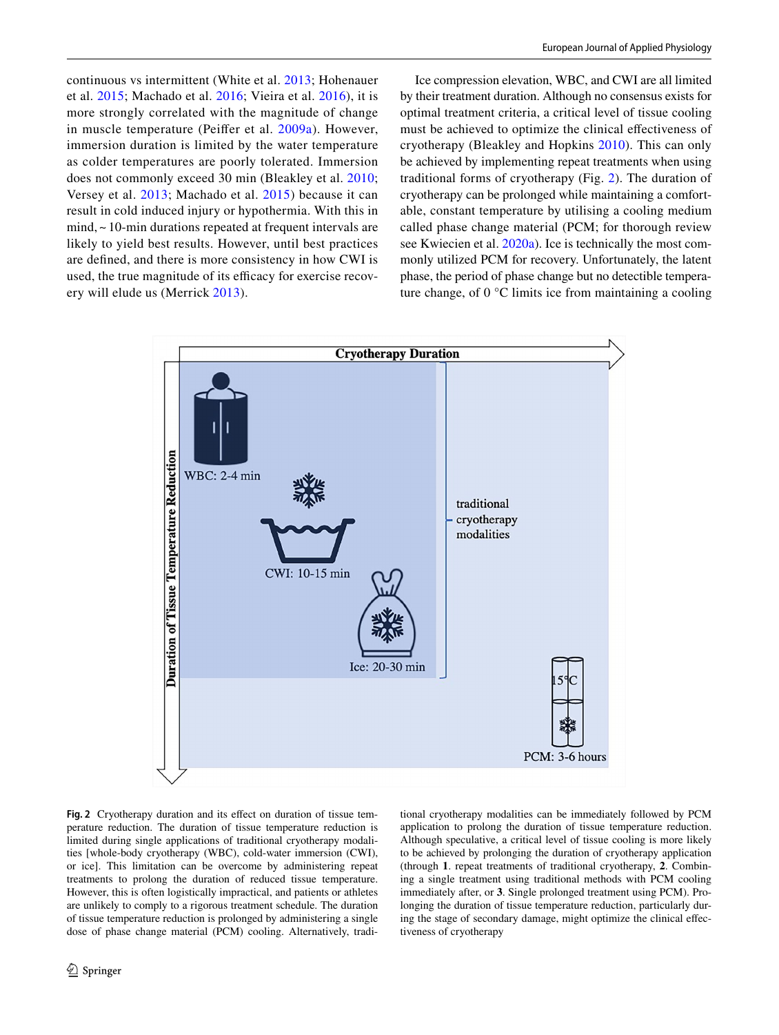continuous vs intermittent (White et al. 2013; Hohenauer et al. 2015; Machado et al. 2016; Vieira et al. 2016), it is more strongly correlated with the magnitude of change in muscle temperature (Peiffer et al. 2009a). However, immersion duration is limited by the water temperature as colder temperatures are poorly tolerated. Immersion does not commonly exceed 30 min (Bleakley et al. 2010; Versey et al. 2013; Machado et al. 2015) because it can result in cold induced injury or hypothermia. With this in mind, ~ 10-min durations repeated at frequent intervals are likely to yield best results. However, until best practices are defined, and there is more consistency in how CWI is used, the true magnitude of its efficacy for exercise recovery will elude us (Merrick 2013).

Ice compression elevation, WBC, and CWI are all limited by their treatment duration. Although no consensus exists for optimal treatment criteria, a critical level of tissue cooling must be achieved to optimize the clinical effectiveness of cryotherapy (Bleakley and Hopkins 2010). This can only be achieved by implementing repeat treatments when using traditional forms of cryotherapy (Fig. 2). The duration of cryotherapy can be prolonged while maintaining a comfortable, constant temperature by utilising a cooling medium called phase change material (PCM; for thorough review see Kwiecien et al. 2020a). Ice is technically the most commonly utilized PCM for recovery. Unfortunately, the latent phase, the period of phase change but no detectible temperature change, of 0 °C limits ice from maintaining a cooling

**Fig. 2** Cryotherapy duration and its effect on duration of tissue temperature reduction. The duration of tissue temperature reduction is limited during single applications of traditional cryotherapy modalities [whole-body cryotherapy (WBC), cold-water immersion (CWI), or ice]. This limitation can be overcome by administering repeat treatments to prolong the duration of reduced tissue temperature. However, this is often logistically impractical, and patients or athletes are unlikely to comply to a rigorous treatment schedule. The duration of tissue temperature reduction is prolonged by administering a single dose of phase change material (PCM) cooling. Alternatively, traditional cryotherapy modalities can be immediately followed by PCM application to prolong the duration of tissue temperature reduction. Although speculative, a critical level of tissue cooling is more likely to be achieved by prolonging the duration of cryotherapy application (through **1**. repeat treatments of traditional cryotherapy, **2**. Combining a single treatment using traditional methods with PCM cooling immediately after, or **3**. Single prolonged treatment using PCM). Prolonging the duration of tissue temperature reduction, particularly during the stage of secondary damage, might optimize the clinical effectiveness of cryotherapy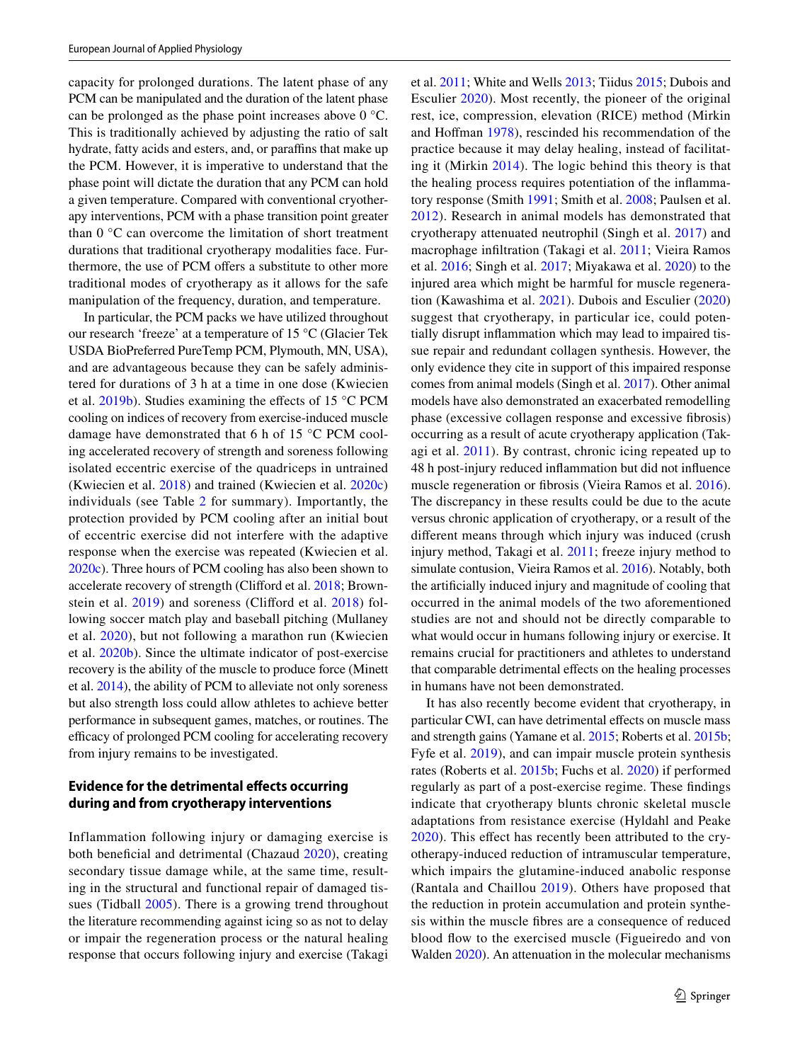capacity for prolonged durations. The latent phase of any PCM can be manipulated and the duration of the latent phase can be prolonged as the phase point increases above 0 °C. This is traditionally achieved by adjusting the ratio of salt hydrate, fatty acids and esters, and, or paraffins that make up the PCM. However, it is imperative to understand that the phase point will dictate the duration that any PCM can hold a given temperature. Compared with conventional cryotherapy interventions, PCM with a phase transition point greater than 0 °C can overcome the limitation of short treatment durations that traditional cryotherapy modalities face. Furthermore, the use of PCM offers a substitute to other more traditional modes of cryotherapy as it allows for the safe manipulation of the frequency, duration, and temperature.

In particular, the PCM packs we have utilized throughout our research 'freeze' at a temperature of 15 °C (Glacier Tek USDA BioPreferred PureTemp PCM, Plymouth, MN, USA), and are advantageous because they can be safely administered for durations of 3 h at a time in one dose (Kwiecien et al. 2019b). Studies examining the effects of 15 °C PCM cooling on indices of recovery from exercise-induced muscle damage have demonstrated that 6 h of 15 °C PCM cooling accelerated recovery of strength and soreness following isolated eccentric exercise of the quadriceps in untrained (Kwiecien et al. 2018) and trained (Kwiecien et al. 2020c) individuals (see Table 2 for summary). Importantly, the protection provided by PCM cooling after an initial bout of eccentric exercise did not interfere with the adaptive response when the exercise was repeated (Kwiecien et al. 2020c). Three hours of PCM cooling has also been shown to accelerate recovery of strength (Clifford et al. 2018; Brownstein et al. 2019) and soreness (Clifford et al. 2018) following soccer match play and baseball pitching (Mullaney et al. 2020), but not following a marathon run (Kwiecien et al. 2020b). Since the ultimate indicator of post-exercise recovery is the ability of the muscle to produce force (Minett et al. 2014), the ability of PCM to alleviate not only soreness but also strength loss could allow athletes to achieve better performance in subsequent games, matches, or routines. The efficacy of prolonged PCM cooling for accelerating recovery from injury remains to be investigated.

## Evidence for the detrimental effects occurring during and from cryotherapy interventions

Inflammation following injury or damaging exercise is both beneficial and detrimental (Chazaud 2020), creating secondary tissue damage while, at the same time, resulting in the structural and functional repair of damaged tissues (Tidball 2005). There is a growing trend throughout the literature recommending against icing so as not to delay or impair the regeneration process or the natural healing response that occurs following injury and exercise (Takagi et al. 2011; White and Wells 2013; Tiidus 2015; Dubois and Esculier 2020). Most recently, the pioneer of the original rest, ice, compression, elevation (RICE) method (Mirkin and Hoffman 1978), rescinded his recommendation of the practice because it may delay healing, instead of facilitating it (Mirkin 2014). The logic behind this theory is that the healing process requires potentiation of the inflammatory response (Smith 1991; Smith et al. 2008; Paulsen et al. 2012). Research in animal models has demonstrated that cryotherapy attenuated neutrophil (Singh et al. 2017) and macrophage infiltration (Takagi et al. 2011; Vieira Ramos et al. 2016; Singh et al. 2017; Miyakawa et al. 2020) to the injured area which might be harmful for muscle regeneration (Kawashima et al. 2021). Dubois and Esculier (2020) suggest that cryotherapy, in particular ice, could potentially disrupt inflammation which may lead to impaired tissue repair and redundant collagen synthesis. However, the only evidence they cite in support of this impaired response comes from animal models (Singh et al. 2017). Other animal models have also demonstrated an exacerbated remodelling phase (excessive collagen response and excessive fibrosis) occurring as a result of acute cryotherapy application (Takagi et al. 2011). By contrast, chronic icing repeated up to 48 h post-injury reduced inflammation but did not influence muscle regeneration or fibrosis (Vieira Ramos et al. 2016). The discrepancy in these results could be due to the acute versus chronic application of cryotherapy, or a result of the different means through which injury was induced (crush injury method, Takagi et al. 2011; freeze injury method to simulate contusion, Vieira Ramos et al. 2016). Notably, both the artificially induced injury and magnitude of cooling that occurred in the animal models of the two aforementioned studies are not and should not be directly comparable to what would occur in humans following injury or exercise. It remains crucial for practitioners and athletes to understand that comparable detrimental effects on the healing processes in humans have not been demonstrated.

It has also recently become evident that cryotherapy, in particular CWI, can have detrimental effects on muscle mass and strength gains (Yamane et al. 2015; Roberts et al. 2015b; Fyfe et al. 2019), and can impair muscle protein synthesis rates (Roberts et al. 2015b; Fuchs et al. 2020) if performed regularly as part of a post-exercise regime. These findings indicate that cryotherapy blunts chronic skeletal muscle adaptations from resistance exercise (Hyldahl and Peake 2020). This effect has recently been attributed to the cryotherapy-induced reduction of intramuscular temperature, which impairs the glutamine-induced anabolic response (Rantala and Chaillou 2019). Others have proposed that the reduction in protein accumulation and protein synthesis within the muscle fibres are a consequence of reduced blood flow to the exercised muscle (Figueiredo and von Walden 2020). An attenuation in the molecular mechanisms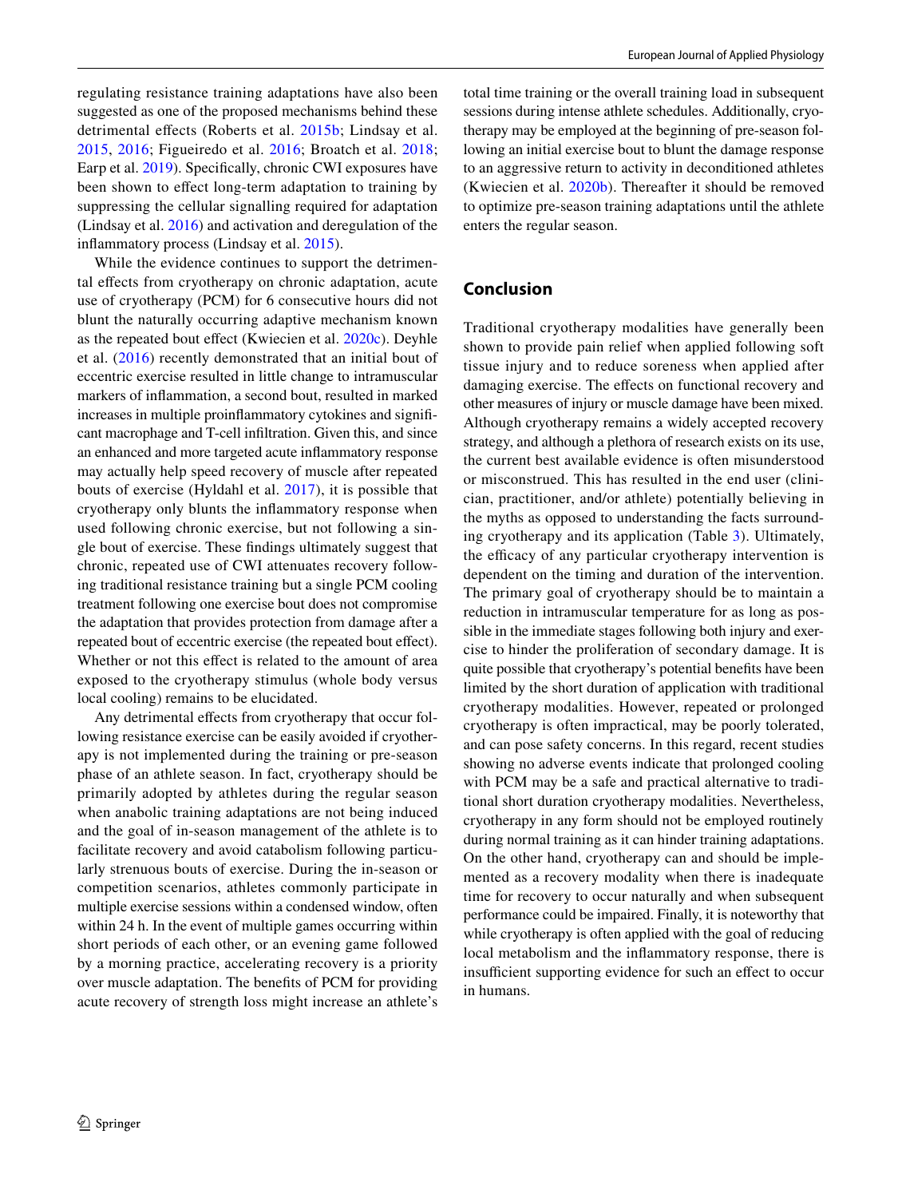regulating resistance training adaptations have also been suggested as one of the proposed mechanisms behind these detrimental effects (Roberts et al. 2015b; Lindsay et al. 2015, 2016; Figueiredo et al. 2016; Broatch et al. 2018; Earp et al. 2019). Specifically, chronic CWI exposures have been shown to effect long-term adaptation to training by suppressing the cellular signalling required for adaptation (Lindsay et al. 2016) and activation and deregulation of the inflammatory process (Lindsay et al. 2015).

While the evidence continues to support the detrimental effects from cryotherapy on chronic adaptation, acute use of cryotherapy (PCM) for 6 consecutive hours did not blunt the naturally occurring adaptive mechanism known as the repeated bout effect (Kwiecien et al. 2020c). Deyhle et al. (2016) recently demonstrated that an initial bout of eccentric exercise resulted in little change to intramuscular markers of inflammation, a second bout, resulted in marked increases in multiple proinflammatory cytokines and significant macrophage and T-cell infiltration. Given this, and since an enhanced and more targeted acute inflammatory response may actually help speed recovery of muscle after repeated bouts of exercise (Hyldahl et al. 2017), it is possible that cryotherapy only blunts the inflammatory response when used following chronic exercise, but not following a single bout of exercise. These findings ultimately suggest that chronic, repeated use of CWI attenuates recovery following traditional resistance training but a single PCM cooling treatment following one exercise bout does not compromise the adaptation that provides protection from damage after a repeated bout of eccentric exercise (the repeated bout effect). Whether or not this effect is related to the amount of area exposed to the cryotherapy stimulus (whole body versus local cooling) remains to be elucidated.

Any detrimental effects from cryotherapy that occur following resistance exercise can be easily avoided if cryotherapy is not implemented during the training or pre-season phase of an athlete season. In fact, cryotherapy should be primarily adopted by athletes during the regular season when anabolic training adaptations are not being induced and the goal of in-season management of the athlete is to facilitate recovery and avoid catabolism following particularly strenuous bouts of exercise. During the in-season or competition scenarios, athletes commonly participate in multiple exercise sessions within a condensed window, often within 24 h. In the event of multiple games occurring within short periods of each other, or an evening game followed by a morning practice, accelerating recovery is a priority over muscle adaptation. The benefits of PCM for providing acute recovery of strength loss might increase an athlete's total time training or the overall training load in subsequent sessions during intense athlete schedules. Additionally, cryotherapy may be employed at the beginning of pre-season following an initial exercise bout to blunt the damage response to an aggressive return to activity in deconditioned athletes (Kwiecien et al. 2020b). Thereafter it should be removed to optimize pre-season training adaptations until the athlete enters the regular season.

## Conclusion

Traditional cryotherapy modalities have generally been shown to provide pain relief when applied following soft tissue injury and to reduce soreness when applied after damaging exercise. The effects on functional recovery and other measures of injury or muscle damage have been mixed. Although cryotherapy remains a widely accepted recovery strategy, and although a plethora of research exists on its use, the current best available evidence is often misunderstood or misconstrued. This has resulted in the end user (clinician, practitioner, and/or athlete) potentially believing in the myths as opposed to understanding the facts surrounding cryotherapy and its application (Table 3). Ultimately, the efficacy of any particular cryotherapy intervention is dependent on the timing and duration of the intervention. The primary goal of cryotherapy should be to maintain a reduction in intramuscular temperature for as long as possible in the immediate stages following both injury and exercise to hinder the proliferation of secondary damage. It is quite possible that cryotherapy's potential benefits have been limited by the short duration of application with traditional cryotherapy modalities. However, repeated or prolonged cryotherapy is often impractical, may be poorly tolerated, and can pose safety concerns. In this regard, recent studies showing no adverse events indicate that prolonged cooling with PCM may be a safe and practical alternative to traditional short duration cryotherapy modalities. Nevertheless, cryotherapy in any form should not be employed routinely during normal training as it can hinder training adaptations. On the other hand, cryotherapy can and should be implemented as a recovery modality when there is inadequate time for recovery to occur naturally and when subsequent performance could be impaired. Finally, it is noteworthy that while cryotherapy is often applied with the goal of reducing local metabolism and the inflammatory response, there is insufficient supporting evidence for such an effect to occur in humans.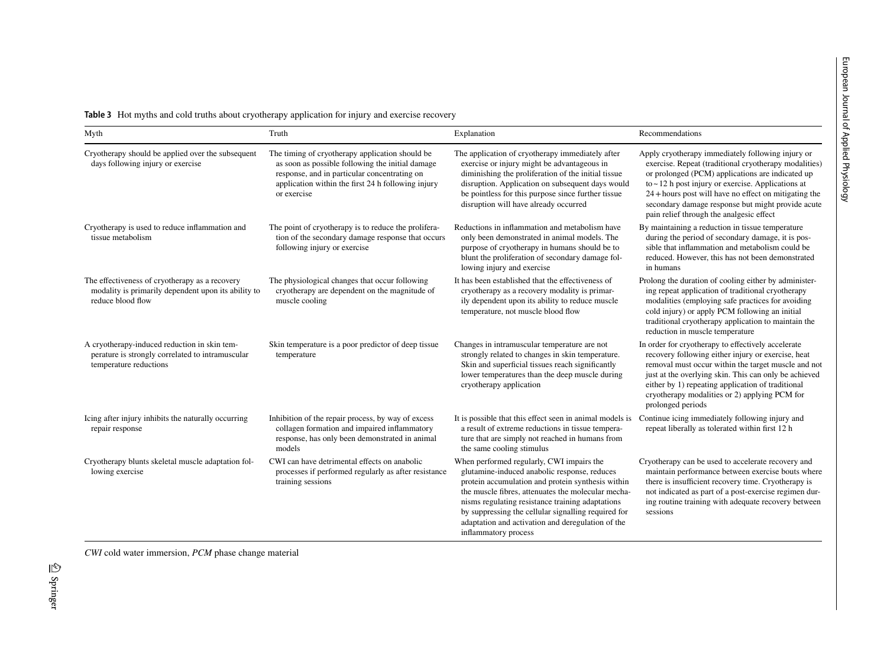**Table 3** Hot myths and cold truths about cryotherapy application for injury and exercise recovery

| Myth | Truth | Explanation | Recommendations |
|---|---|---|---|
| Cryotherapy should be applied over the subsequent days following injury or exercise | The timing of cryotherapy application should be as soon as possible following the initial damage response, and in particular concentrating on application within the first 24 h following injury or exercise | The application of cryotherapy immediately after exercise or injury might be advantageous in diminishing the proliferation of the initial tissue disruption. Application on subsequent days would be pointless for this purpose since further tissue disruption will have already occurred | Apply cryotherapy immediately following injury or exercise. Repeat (traditional cryotherapy modalities) or prolonged (PCM) applications are indicated up to ~ 12 h post injury or exercise. Applications at 24 + hours post will have no effect on mitigating the secondary damage response but might provide acute pain relief through the analgesic effect |
| Cryotherapy is used to reduce inflammation and tissue metabolism | The point of cryotherapy is to reduce the proliferation of the secondary damage response that occurs following injury or exercise | Reductions in inflammation and metabolism have only been demonstrated in animal models. The purpose of cryotherapy in humans should be to blunt the proliferation of secondary damage following injury and exercise | By maintaining a reduction in tissue temperature during the period of secondary damage, it is possible that inflammation and metabolism could be reduced. However, this has not been demonstrated in humans |
| The effectiveness of cryotherapy as a recovery modality is primarily dependent upon its ability to reduce blood flow | The physiological changes that occur following cryotherapy are dependent on the magnitude of muscle cooling | It has been established that the effectiveness of cryotherapy as a recovery modality is primarily dependent upon its ability to reduce muscle temperature, not muscle blood flow | Prolong the duration of cooling either by administering repeat application of traditional cryotherapy modalities (employing safe practices for avoiding cold injury) or apply PCM following an initial traditional cryotherapy application to maintain the reduction in muscle temperature |
| A cryotherapy-induced reduction in skin temperature is strongly correlated to intramuscular temperature reductions | Skin temperature is a poor predictor of deep tissue temperature | Changes in intramuscular temperature are not strongly related to changes in skin temperature. Skin and superficial tissues reach significantly lower temperatures than the deep muscle during cryotherapy application | In order for cryotherapy to effectively accelerate recovery following either injury or exercise, heat removal must occur within the target muscle and not just at the overlying skin. This can only be achieved either by 1) repeating application of traditional cryotherapy modalities or 2) applying PCM for prolonged periods |
| Icing after injury inhibits the naturally occurring repair response | Inhibition of the repair process, by way of excess collagen formation and impaired inflammatory response, has only been demonstrated in animal models | It is possible that this effect seen in animal models is a result of extreme reductions in tissue temperature that are simply not reached in humans from the same cooling stimulus | Continue icing immediately following injury and repeat liberally as tolerated within first 12 h |
| Cryotherapy blunts skeletal muscle adaptation following exercise | CWI can have detrimental effects on anabolic processes if performed regularly as after resistance training sessions | When performed regularly, CWI impairs the glutamine-induced anabolic response, reduces protein accumulation and protein synthesis within the muscle fibres, attenuates the molecular mechanisms regulating resistance training adaptations by suppressing the cellular signalling required for adaptation and activation and deregulation of the inflammatory process | Cryotherapy can be used to accelerate recovery and maintain performance between exercise bouts where there is insufficient recovery time. Cryotherapy is not indicated as part of a post-exercise regimen during routine training with adequate recovery between sessions |

*CWI* cold water immersion, *PCM* phase change material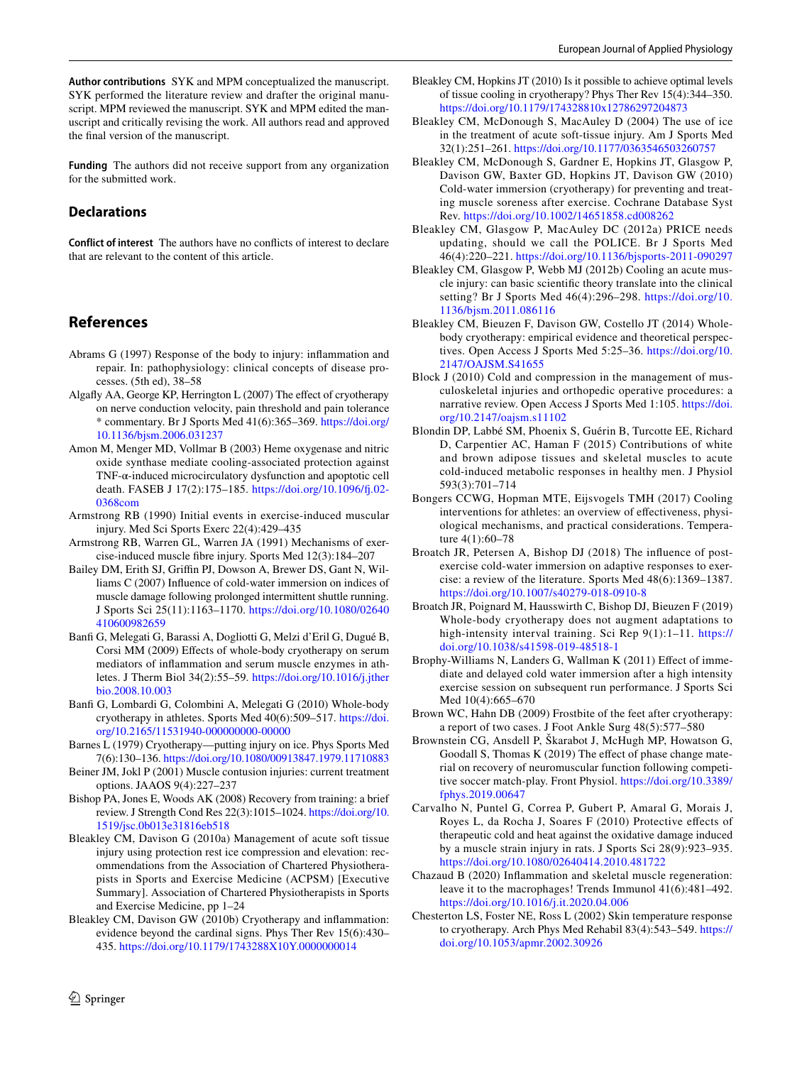**Author contributions** SYK and MPM conceptualized the manuscript. SYK performed the literature review and drafter the original manuscript. MPM reviewed the manuscript. SYK and MPM edited the manuscript and critically revising the work. All authors read and approved the final version of the manuscript.

**Funding** The authors did not receive support from any organization for the submitted work.

## Declarations

**Conflict of interest** The authors have no conflicts of interest to declare that are relevant to the content of this article.

## References

Abrams G (1997) Response of the body to injury: inflammation and repair. In: pathophysiology: clinical concepts of disease processes. (5th ed), 38–58

Algafly AA, George KP, Herrington L (2007) The effect of cryotherapy on nerve conduction velocity, pain threshold and pain tolerance * commentary. Br J Sports Med 41(6):365–369. https://doi.org/10.1136/bjsm.2006.031237

Amon M, Menger MD, Vollmar B (2003) Heme oxygenase and nitric oxide synthase mediate cooling-associated protection against TNF-α-induced microcirculatory dysfunction and apoptotic cell death. FASEB J 17(2):175–185. https://doi.org/10.1096/fj.02-0368com

Armstrong RB (1990) Initial events in exercise-induced muscular injury. Med Sci Sports Exerc 22(4):429–435

Armstrong RB, Warren GL, Warren JA (1991) Mechanisms of exercise-induced muscle fibre injury. Sports Med 12(3):184–207

Bailey DM, Erith SJ, Griffin PJ, Dowson A, Brewer DS, Gant N, Williams C (2007) Influence of cold-water immersion on indices of muscle damage following prolonged intermittent shuttle running. J Sports Sci 25(11):1163–1170. https://doi.org/10.1080/02640410600982659

Banfi G, Melegati G, Barassi A, Dogliotti G, Melzi d'Eril G, Dugué B, Corsi MM (2009) Effects of whole-body cryotherapy on serum mediators of inflammation and serum muscle enzymes in athletes. J Therm Biol 34(2):55–59. https://doi.org/10.1016/j.jtherbio.2008.10.003

Banfi G, Lombardi G, Colombini A, Melegati G (2010) Whole-body cryotherapy in athletes. Sports Med 40(6):509–517. https://doi.org/10.2165/11531940-000000000-00000

Barnes L (1979) Cryotherapy—putting injury on ice. Phys Sports Med 7(6):130–136. https://doi.org/10.1080/00913847.1979.11710883

Beiner JM, Jokl P (2001) Muscle contusion injuries: current treatment options. JAAOS 9(4):227–237

Bishop PA, Jones E, Woods AK (2008) Recovery from training: a brief review. J Strength Cond Res 22(3):1015–1024. https://doi.org/10.1519/jsc.0b013e31816eb518

Bleakley CM, Davison G (2010a) Management of acute soft tissue injury using protection rest ice compression and elevation: recommendations from the Association of Chartered Physiotherapists in Sports and Exercise Medicine (ACPSM) [Executive Summary]. Association of Chartered Physiotherapists in Sports and Exercise Medicine, pp 1–24

Bleakley CM, Davison GW (2010b) Cryotherapy and inflammation: evidence beyond the cardinal signs. Phys Ther Rev 15(6):430–435. https://doi.org/10.1179/1743288X10Y.0000000014

Bleakley CM, Hopkins JT (2010) Is it possible to achieve optimal levels of tissue cooling in cryotherapy? Phys Ther Rev 15(4):344–350. https://doi.org/10.1179/174328810x12786297204873

Bleakley CM, McDonough S, MacAuley D (2004) The use of ice in the treatment of acute soft-tissue injury. Am J Sports Med 32(1):251–261. https://doi.org/10.1177/0363546503260757

Bleakley CM, McDonough S, Gardner E, Hopkins JT, Glasgow P, Davison GW, Baxter GD, Hopkins JT, Davison GW (2010) Cold-water immersion (cryotherapy) for preventing and treating muscle soreness after exercise. Cochrane Database Syst Rev. https://doi.org/10.1002/14651858.cd008262

Bleakley CM, Glasgow P, MacAuley DC (2012a) PRICE needs updating, should we call the POLICE. Br J Sports Med 46(4):220–221. https://doi.org/10.1136/bjsports-2011-090297

Bleakley CM, Glasgow P, Webb MJ (2012b) Cooling an acute muscle injury: can basic scientific theory translate into the clinical setting? Br J Sports Med 46(4):296–298. https://doi.org/10.1136/bjsm.2011.086116

Bleakley CM, Bieuzen F, Davison GW, Costello JT (2014) Whole-body cryotherapy: empirical evidence and theoretical perspectives. Open Access J Sports Med 5:25–36. https://doi.org/10.2147/OAJSM.S41655

Block J (2010) Cold and compression in the management of musculoskeletal injuries and orthopedic operative procedures: a narrative review. Open Access J Sports Med 1:105. https://doi.org/10.2147/oajsm.s11102

Blondin DP, Labbé SM, Phoenix S, Guérin B, Turcotte EE, Richard D, Carpentier AC, Haman F (2015) Contributions of white and brown adipose tissues and skeletal muscles to acute cold-induced metabolic responses in healthy men. J Physiol 593(3):701–714

Bongers CCWG, Hopman MTE, Eijsvogels TMH (2017) Cooling interventions for athletes: an overview of effectiveness, physiological mechanisms, and practical considerations. Temperature 4(1):60–78

Broatch JR, Petersen A, Bishop DJ (2018) The influence of post-exercise cold-water immersion on adaptive responses to exercise: a review of the literature. Sports Med 48(6):1369–1387. https://doi.org/10.1007/s40279-018-0910-8

Broatch JR, Poignard M, Hausswirth C, Bishop DJ, Bieuzen F (2019) Whole-body cryotherapy does not augment adaptations to high-intensity interval training. Sci Rep 9(1):1–11. https://doi.org/10.1038/s41598-019-48518-1

Brophy-Williams N, Landers G, Wallman K (2011) Effect of immediate and delayed cold water immersion after a high intensity exercise session on subsequent run performance. J Sports Sci Med 10(4):665–670

Brown WC, Hahn DB (2009) Frostbite of the feet after cryotherapy: a report of two cases. J Foot Ankle Surg 48(5):577–580

Brownstein CG, Ansdell P, Škarabot J, McHugh MP, Howatson G, Goodall S, Thomas K (2019) The effect of phase change material on recovery of neuromuscular function following competitive soccer match-play. Front Physiol. https://doi.org/10.3389/fphys.2019.00647

Carvalho N, Puntel G, Correa P, Gubert P, Amaral G, Morais J, Royes L, da Rocha J, Soares F (2010) Protective effects of therapeutic cold and heat against the oxidative damage induced by a muscle strain injury in rats. J Sports Sci 28(9):923–935. https://doi.org/10.1080/02640414.2010.481722

Chazaud B (2020) Inflammation and skeletal muscle regeneration: leave it to the macrophages! Trends Immunol 41(6):481–492. https://doi.org/10.1016/j.it.2020.04.006

Chesterton LS, Foster NE, Ross L (2002) Skin temperature response to cryotherapy. Arch Phys Med Rehabil 83(4):543–549. https://doi.org/10.1053/apmr.2002.30926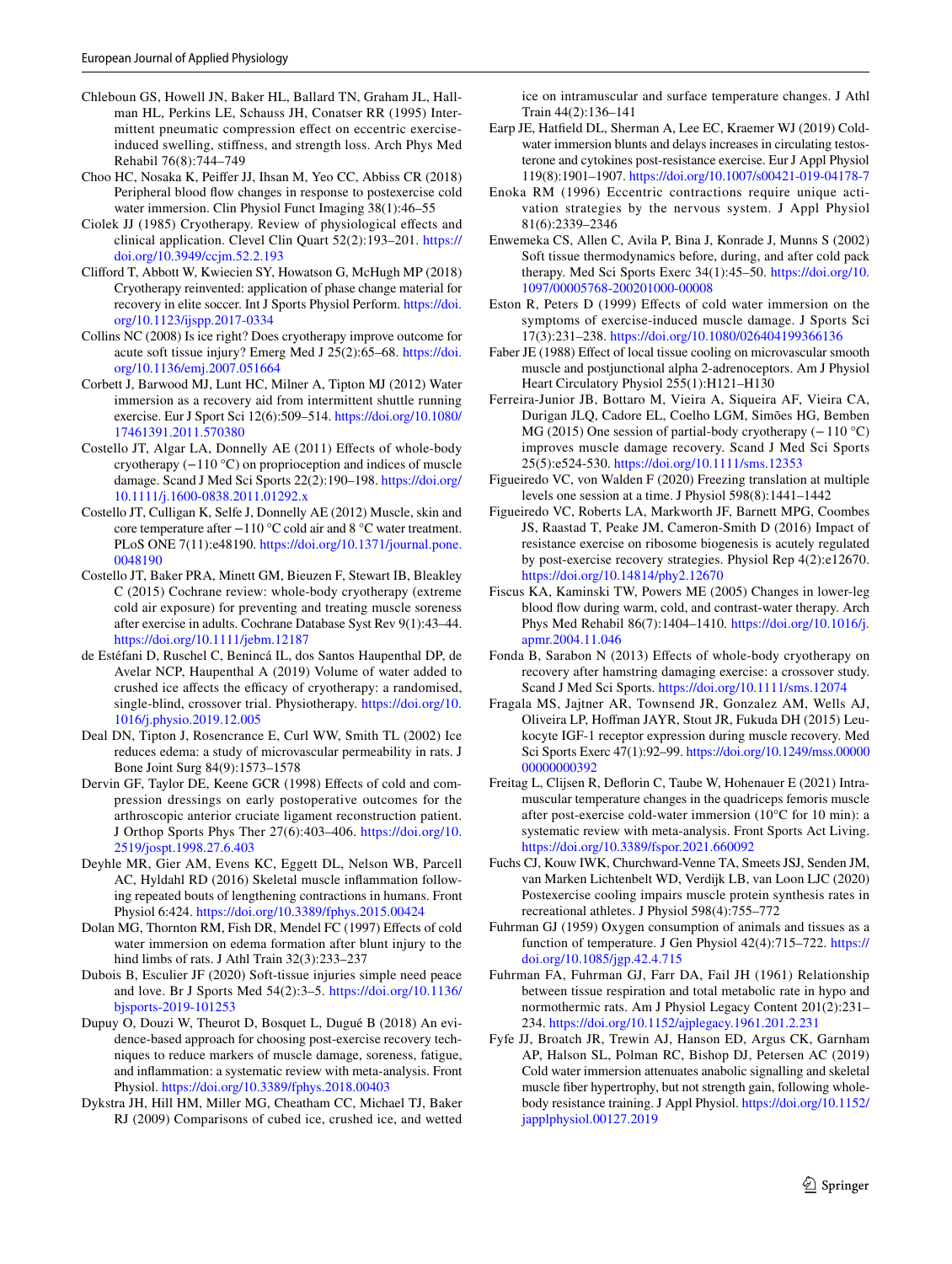Chleboun GS, Howell JN, Baker HL, Ballard TN, Graham JL, Hallman HL, Perkins LE, Schauss JH, Conatser RR (1995) Intermittent pneumatic compression effect on eccentric exercise-induced swelling, stiffness, and strength loss. Arch Phys Med Rehabil 76(8):744–749

Choo HC, Nosaka K, Peiffer JJ, Ihsan M, Yeo CC, Abbiss CR (2018) Peripheral blood flow changes in response to postexercise cold water immersion. Clin Physiol Funct Imaging 38(1):46–55

Ciolek JJ (1985) Cryotherapy. Review of physiological effects and clinical application. Clevel Clin Quart 52(2):193–201. https://doi.org/10.3949/ccjm.52.2.193

Clifford T, Abbott W, Kwiecien SY, Howatson G, McHugh MP (2018) Cryotherapy reinvented: application of phase change material for recovery in elite soccer. Int J Sports Physiol Perform. https://doi.org/10.1123/ijspp.2017-0334

Collins NC (2008) Is ice right? Does cryotherapy improve outcome for acute soft tissue injury? Emerg Med J 25(2):65–68. https://doi.org/10.1136/emj.2007.051664

Corbett J, Barwood MJ, Lunt HC, Milner A, Tipton MJ (2012) Water immersion as a recovery aid from intermittent shuttle running exercise. Eur J Sport Sci 12(6):509–514. https://doi.org/10.1080/17461391.2011.570380

Costello JT, Algar LA, Donnelly AE (2011) Effects of whole-body cryotherapy (−110 °C) on proprioception and indices of muscle damage. Scand J Med Sci Sports 22(2):190–198. https://doi.org/10.1111/j.1600-0838.2011.01292.x

Costello JT, Culligan K, Selfe J, Donnelly AE (2012) Muscle, skin and core temperature after −110 °C cold air and 8 °C water treatment. PLoS ONE 7(11):e48190. https://doi.org/10.1371/journal.pone.0048190

Costello JT, Baker PRA, Minett GM, Bieuzen F, Stewart IB, Bleakley C (2015) Cochrane review: whole-body cryotherapy (extreme cold air exposure) for preventing and treating muscle soreness after exercise in adults. Cochrane Database Syst Rev 9(1):43–44. https://doi.org/10.1111/jebm.12187

de Estéfani D, Ruschel C, Benincá IL, dos Santos Haupenthal DP, de Avelar NCP, Haupenthal A (2019) Volume of water added to crushed ice affects the efficacy of cryotherapy: a randomised, single-blind, crossover trial. Physiotherapy. https://doi.org/10.1016/j.physio.2019.12.005

Deal DN, Tipton J, Rosencrance E, Curl WW, Smith TL (2002) Ice reduces edema: a study of microvascular permeability in rats. J Bone Joint Surg 84(9):1573–1578

Dervin GF, Taylor DE, Keene GCR (1998) Effects of cold and compression dressings on early postoperative outcomes for the arthroscopic anterior cruciate ligament reconstruction patient. J Orthop Sports Phys Ther 27(6):403–406. https://doi.org/10.2519/jospt.1998.27.6.403

Deyhle MR, Gier AM, Evens KC, Eggett DL, Nelson WB, Parcell AC, Hyldahl RD (2016) Skeletal muscle inflammation following repeated bouts of lengthening contractions in humans. Front Physiol 6:424. https://doi.org/10.3389/fphys.2015.00424

Dolan MG, Thornton RM, Fish DR, Mendel FC (1997) Effects of cold water immersion on edema formation after blunt injury to the hind limbs of rats. J Athl Train 32(3):233–237

Dubois B, Esculier JF (2020) Soft-tissue injuries simple need peace and love. Br J Sports Med 54(2):3–5. https://doi.org/10.1136/bjsports-2019-101253

Dupuy O, Douzi W, Theurot D, Bosquet L, Dugué B (2018) An evidence-based approach for choosing post-exercise recovery techniques to reduce markers of muscle damage, soreness, fatigue, and inflammation: a systematic review with meta-analysis. Front Physiol. https://doi.org/10.3389/fphys.2018.00403

Dykstra JH, Hill HM, Miller MG, Cheatham CC, Michael TJ, Baker RJ (2009) Comparisons of cubed ice, crushed ice, and wetted ice on intramuscular and surface temperature changes. J Athl Train 44(2):136–141

Earp JE, Hatfield DL, Sherman A, Lee EC, Kraemer WJ (2019) Cold-water immersion blunts and delays increases in circulating testosterone and cytokines post-resistance exercise. Eur J Appl Physiol 119(8):1901–1907. https://doi.org/10.1007/s00421-019-04178-7

Enoka RM (1996) Eccentric contractions require unique activation strategies by the nervous system. J Appl Physiol 81(6):2339–2346

Enwemeka CS, Allen C, Avila P, Bina J, Konrade J, Munns S (2002) Soft tissue thermodynamics before, during, and after cold pack therapy. Med Sci Sports Exerc 34(1):45–50. https://doi.org/10.1097/00005768-200201000-00008

Eston R, Peters D (1999) Effects of cold water immersion on the symptoms of exercise-induced muscle damage. J Sports Sci 17(3):231–238. https://doi.org/10.1080/026404199366136

Faber JE (1988) Effect of local tissue cooling on microvascular smooth muscle and postjunctional alpha 2-adrenoceptors. Am J Physiol Heart Circulatory Physiol 255(1):H121–H130

Ferreira-Junior JB, Bottaro M, Vieira A, Siqueira AF, Vieira CA, Durigan JLQ, Cadore EL, Coelho LGM, Simões HG, Bemben MG (2015) One session of partial-body cryotherapy (− 110 °C) improves muscle damage recovery. Scand J Med Sci Sports 25(5):e524-530. https://doi.org/10.1111/sms.12353

Figueiredo VC, von Walden F (2020) Freezing translation at multiple levels one session at a time. J Physiol 598(8):1441–1442

Figueiredo VC, Roberts LA, Markworth JF, Barnett MPG, Coombes JS, Raastad T, Peake JM, Cameron-Smith D (2016) Impact of resistance exercise on ribosome biogenesis is acutely regulated by post-exercise recovery strategies. Physiol Rep 4(2):e12670. https://doi.org/10.14814/phy2.12670

Fiscus KA, Kaminski TW, Powers ME (2005) Changes in lower-leg blood flow during warm, cold, and contrast-water therapy. Arch Phys Med Rehabil 86(7):1404–1410. https://doi.org/10.1016/j.apmr.2004.11.046

Fonda B, Sarabon N (2013) Effects of whole-body cryotherapy on recovery after hamstring damaging exercise: a crossover study. Scand J Med Sci Sports. https://doi.org/10.1111/sms.12074

Fragala MS, Jajtner AR, Townsend JR, Gonzalez AM, Wells AJ, Oliveira LP, Hoffman JAYR, Stout JR, Fukuda DH (2015) Leukocyte IGF-1 receptor expression during muscle recovery. Med Sci Sports Exerc 47(1):92–99. https://doi.org/10.1249/mss.0000000000000392

Freitag L, Clijsen R, Deflorin C, Taube W, Hohenauer E (2021) Intramuscular temperature changes in the quadriceps femoris muscle after post-exercise cold-water immersion (10°C for 10 min): a systematic review with meta-analysis. Front Sports Act Living. https://doi.org/10.3389/fspor.2021.660092

Fuchs CJ, Kouw IWK, Churchward-Venne TA, Smeets JSJ, Senden JM, van Marken Lichtenbelt WD, Verdijk LB, van Loon LJC (2020) Postexercise cooling impairs muscle protein synthesis rates in recreational athletes. J Physiol 598(4):755–772

Fuhrman GJ (1959) Oxygen consumption of animals and tissues as a function of temperature. J Gen Physiol 42(4):715–722. https://doi.org/10.1085/jgp.42.4.715

Fuhrman FA, Fuhrman GJ, Farr DA, Fail JH (1961) Relationship between tissue respiration and total metabolic rate in hypo and normothermic rats. Am J Physiol Legacy Content 201(2):231–234. https://doi.org/10.1152/ajplegacy.1961.201.2.231

Fyfe JJ, Broatch JR, Trewin AJ, Hanson ED, Argus CK, Garnham AP, Halson SL, Polman RC, Bishop DJ, Petersen AC (2019) Cold water immersion attenuates anabolic signalling and skeletal muscle fiber hypertrophy, but not strength gain, following whole-body resistance training. J Appl Physiol. https://doi.org/10.1152/japplphysiol.00127.2019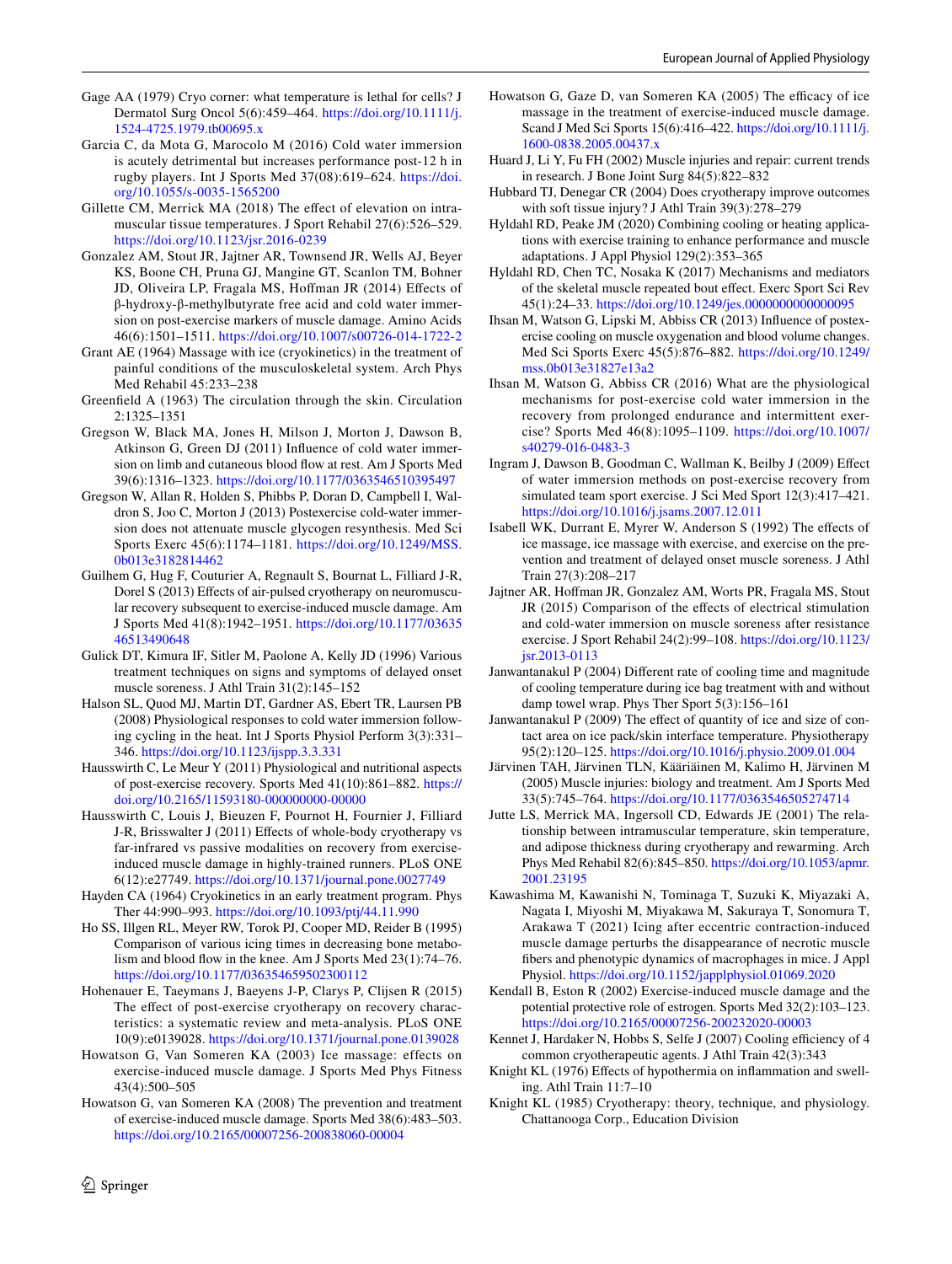Gage AA (1979) Cryo corner: what temperature is lethal for cells? J Dermatol Surg Oncol 5(6):459–464. https://doi.org/10.1111/j.1524-4725.1979.tb00695.x

Garcia C, da Mota G, Marocolo M (2016) Cold water immersion is acutely detrimental but increases performance post-12 h in rugby players. Int J Sports Med 37(08):619–624. https://doi.org/10.1055/s-0035-1565200

Gillette CM, Merrick MA (2018) The effect of elevation on intramuscular tissue temperatures. J Sport Rehabil 27(6):526–529. https://doi.org/10.1123/jsr.2016-0239

Gonzalez AM, Stout JR, Jajtner AR, Townsend JR, Wells AJ, Beyer KS, Boone CH, Pruna GJ, Mangine GT, Scanlon TM, Bohner JD, Oliveira LP, Fragala MS, Hoffman JR (2014) Effects of β-hydroxy-β-methylbutyrate free acid and cold water immersion on post-exercise markers of muscle damage. Amino Acids 46(6):1501–1511. https://doi.org/10.1007/s00726-014-1722-2

Grant AE (1964) Massage with ice (cryokinetics) in the treatment of painful conditions of the musculoskeletal system. Arch Phys Med Rehabil 45:233–238

Greenfield A (1963) The circulation through the skin. Circulation 2:1325–1351

Gregson W, Black MA, Jones H, Milson J, Morton J, Dawson B, Atkinson G, Green DJ (2011) Influence of cold water immersion on limb and cutaneous blood flow at rest. Am J Sports Med 39(6):1316–1323. https://doi.org/10.1177/0363546510395497

Gregson W, Allan R, Holden S, Phibbs P, Doran D, Campbell I, Waldron S, Joo C, Morton J (2013) Postexercise cold-water immersion does not attenuate muscle glycogen resynthesis. Med Sci Sports Exerc 45(6):1174–1181. https://doi.org/10.1249/MSS.0b013e3182814462

Guilhem G, Hug F, Couturier A, Regnault S, Bournat L, Filliard J-R, Dorel S (2013) Effects of air-pulsed cryotherapy on neuromuscular recovery subsequent to exercise-induced muscle damage. Am J Sports Med 41(8):1942–1951. https://doi.org/10.1177/0363546513490648

Gulick DT, Kimura IF, Sitler M, Paolone A, Kelly JD (1996) Various treatment techniques on signs and symptoms of delayed onset muscle soreness. J Athl Train 31(2):145–152

Halson SL, Quod MJ, Martin DT, Gardner AS, Ebert TR, Laursen PB (2008) Physiological responses to cold water immersion following cycling in the heat. Int J Sports Physiol Perform 3(3):331–346. https://doi.org/10.1123/ijspp.3.3.331

Hausswirth C, Le Meur Y (2011) Physiological and nutritional aspects of post-exercise recovery. Sports Med 41(10):861–882. https://doi.org/10.2165/11593180-000000000-00000

Hausswirth C, Louis J, Bieuzen F, Pournot H, Fournier J, Filliard J-R, Brisswalter J (2011) Effects of whole-body cryotherapy vs far-infrared vs passive modalities on recovery from exercise-induced muscle damage in highly-trained runners. PLoS ONE 6(12):e27749. https://doi.org/10.1371/journal.pone.0027749

Hayden CA (1964) Cryokinetics in an early treatment program. Phys Ther 44:990–993. https://doi.org/10.1093/ptj/44.11.990

Ho SS, Illgen RL, Meyer RW, Torok PJ, Cooper MD, Reider B (1995) Comparison of various icing times in decreasing bone metabolism and blood flow in the knee. Am J Sports Med 23(1):74–76. https://doi.org/10.1177/036354659502300112

Hohenauer E, Taeymans J, Baeyens J-P, Clarys P, Clijsen R (2015) The effect of post-exercise cryotherapy on recovery characteristics: a systematic review and meta-analysis. PLoS ONE 10(9):e0139028. https://doi.org/10.1371/journal.pone.0139028

Howatson G, Van Someren KA (2003) Ice massage: effects on exercise-induced muscle damage. J Sports Med Phys Fitness 43(4):500–505

Howatson G, van Someren KA (2008) The prevention and treatment of exercise-induced muscle damage. Sports Med 38(6):483–503. https://doi.org/10.2165/00007256-200838060-00004

Howatson G, Gaze D, van Someren KA (2005) The efficacy of ice massage in the treatment of exercise-induced muscle damage. Scand J Med Sci Sports 15(6):416–422. https://doi.org/10.1111/j.1600-0838.2005.00437.x

Huard J, Li Y, Fu FH (2002) Muscle injuries and repair: current trends in research. J Bone Joint Surg 84(5):822–832

Hubbard TJ, Denegar CR (2004) Does cryotherapy improve outcomes with soft tissue injury? J Athl Train 39(3):278–279

Hyldahl RD, Peake JM (2020) Combining cooling or heating applications with exercise training to enhance performance and muscle adaptations. J Appl Physiol 129(2):353–365

Hyldahl RD, Chen TC, Nosaka K (2017) Mechanisms and mediators of the skeletal muscle repeated bout effect. Exerc Sport Sci Rev 45(1):24–33. https://doi.org/10.1249/jes.0000000000000095

Ihsan M, Watson G, Lipski M, Abbiss CR (2013) Influence of postexercise cooling on muscle oxygenation and blood volume changes. Med Sci Sports Exerc 45(5):876–882. https://doi.org/10.1249/mss.0b013e31827e13a2

Ihsan M, Watson G, Abbiss CR (2016) What are the physiological mechanisms for post-exercise cold water immersion in the recovery from prolonged endurance and intermittent exercise? Sports Med 46(8):1095–1109. https://doi.org/10.1007/s40279-016-0483-3

Ingram J, Dawson B, Goodman C, Wallman K, Beilby J (2009) Effect of water immersion methods on post-exercise recovery from simulated team sport exercise. J Sci Med Sport 12(3):417–421. https://doi.org/10.1016/j.jsams.2007.12.011

Isabell WK, Durrant E, Myrer W, Anderson S (1992) The effects of ice massage, ice massage with exercise, and exercise on the prevention and treatment of delayed onset muscle soreness. J Athl Train 27(3):208–217

Jajtner AR, Hoffman JR, Gonzalez AM, Worts PR, Fragala MS, Stout JR (2015) Comparison of the effects of electrical stimulation and cold-water immersion on muscle soreness after resistance exercise. J Sport Rehabil 24(2):99–108. https://doi.org/10.1123/jsr.2013-0113

Janwantanakul P (2004) Different rate of cooling time and magnitude of cooling temperature during ice bag treatment with and without damp towel wrap. Phys Ther Sport 5(3):156–161

Janwantanakul P (2009) The effect of quantity of ice and size of contact area on ice pack/skin interface temperature. Physiotherapy 95(2):120–125. https://doi.org/10.1016/j.physio.2009.01.004

Järvinen TAH, Järvinen TLN, Kääriäinen M, Kalimo H, Järvinen M (2005) Muscle injuries: biology and treatment. Am J Sports Med 33(5):745–764. https://doi.org/10.1177/0363546505274714

Jutte LS, Merrick MA, Ingersoll CD, Edwards JE (2001) The relationship between intramuscular temperature, skin temperature, and adipose thickness during cryotherapy and rewarming. Arch Phys Med Rehabil 82(6):845–850. https://doi.org/10.1053/apmr.2001.23195

Kawashima M, Kawanishi N, Tominaga T, Suzuki K, Miyazaki A, Nagata I, Miyoshi M, Miyakawa M, Sakuraya T, Sonomura T, Arakawa T (2021) Icing after eccentric contraction-induced muscle damage perturbs the disappearance of necrotic muscle fibers and phenotypic dynamics of macrophages in mice. J Appl Physiol. https://doi.org/10.1152/japplphysiol.01069.2020

Kendall B, Eston R (2002) Exercise-induced muscle damage and the potential protective role of estrogen. Sports Med 32(2):103–123. https://doi.org/10.2165/00007256-200232020-00003

Kennet J, Hardaker N, Hobbs S, Selfe J (2007) Cooling efficiency of 4 common cryotherapeutic agents. J Athl Train 42(3):343

Knight KL (1976) Effects of hypothermia on inflammation and swelling. Athl Train 11:7–10

Knight KL (1985) Cryotherapy: theory, technique, and physiology. Chattanooga Corp., Education Division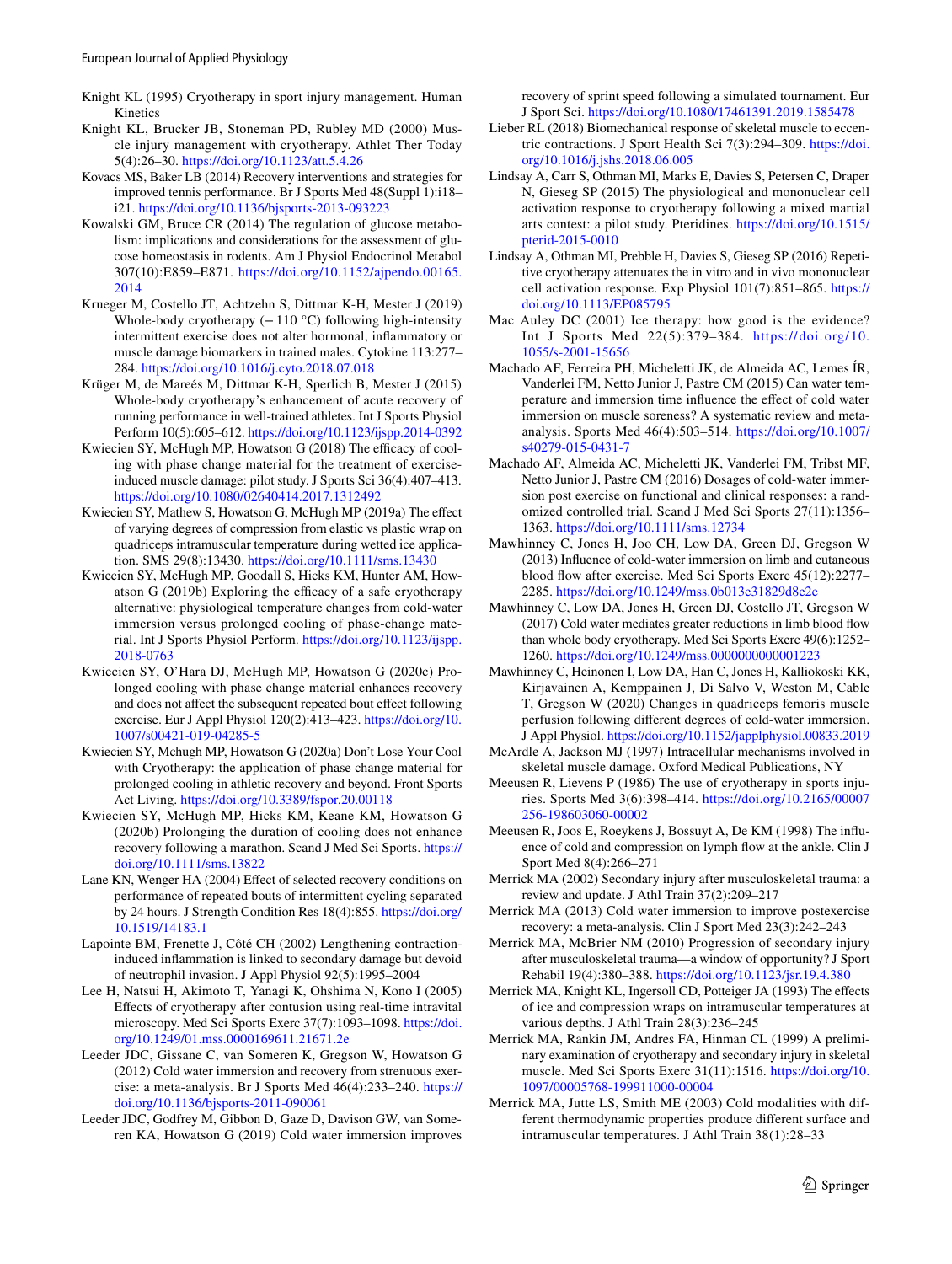Knight KL (1995) Cryotherapy in sport injury management. Human Kinetics

Knight KL, Brucker JB, Stoneman PD, Rubley MD (2000) Muscle injury management with cryotherapy. Athlet Ther Today 5(4):26–30. https://doi.org/10.1123/att.5.4.26

Kovacs MS, Baker LB (2014) Recovery interventions and strategies for improved tennis performance. Br J Sports Med 48(Suppl 1):i18–i21. https://doi.org/10.1136/bjsports-2013-093223

Kowalski GM, Bruce CR (2014) The regulation of glucose metabolism: implications and considerations for the assessment of glucose homeostasis in rodents. Am J Physiol Endocrinol Metabol 307(10):E859–E871. https://doi.org/10.1152/ajpendo.00165.2014

Krueger M, Costello JT, Achtzehn S, Dittmar K-H, Mester J (2019) Whole-body cryotherapy (− 110 °C) following high-intensity intermittent exercise does not alter hormonal, inflammatory or muscle damage biomarkers in trained males. Cytokine 113:277–284. https://doi.org/10.1016/j.cyto.2018.07.018

Krüger M, de Mareés M, Dittmar K-H, Sperlich B, Mester J (2015) Whole-body cryotherapy's enhancement of acute recovery of running performance in well-trained athletes. Int J Sports Physiol Perform 10(5):605–612. https://doi.org/10.1123/ijspp.2014-0392

Kwiecien SY, McHugh MP, Howatson G (2018) The efficacy of cooling with phase change material for the treatment of exercise-induced muscle damage: pilot study. J Sports Sci 36(4):407–413. https://doi.org/10.1080/02640414.2017.1312492

Kwiecien SY, Mathew S, Howatson G, McHugh MP (2019a) The effect of varying degrees of compression from elastic vs plastic wrap on quadriceps intramuscular temperature during wetted ice application. SMS 29(8):13430. https://doi.org/10.1111/sms.13430

Kwiecien SY, McHugh MP, Goodall S, Hicks KM, Hunter AM, Howatson G (2019b) Exploring the efficacy of a safe cryotherapy alternative: physiological temperature changes from cold-water immersion versus prolonged cooling of phase-change material. Int J Sports Physiol Perform. https://doi.org/10.1123/ijspp.2018-0763

Kwiecien SY, O'Hara DJ, McHugh MP, Howatson G (2020c) Prolonged cooling with phase change material enhances recovery and does not affect the subsequent repeated bout effect following exercise. Eur J Appl Physiol 120(2):413–423. https://doi.org/10.1007/s00421-019-04285-5

Kwiecien SY, Mchugh MP, Howatson G (2020a) Don't Lose Your Cool with Cryotherapy: the application of phase change material for prolonged cooling in athletic recovery and beyond. Front Sports Act Living. https://doi.org/10.3389/fspor.2020.00118

Kwiecien SY, McHugh MP, Hicks KM, Keane KM, Howatson G (2020b) Prolonging the duration of cooling does not enhance recovery following a marathon. Scand J Med Sci Sports. https://doi.org/10.1111/sms.13822

Lane KN, Wenger HA (2004) Effect of selected recovery conditions on performance of repeated bouts of intermittent cycling separated by 24 hours. J Strength Condition Res 18(4):855. https://doi.org/10.1519/14183.1

Lapointe BM, Frenette J, Côté CH (2002) Lengthening contraction-induced inflammation is linked to secondary damage but devoid of neutrophil invasion. J Appl Physiol 92(5):1995–2004

Lee H, Natsui H, Akimoto T, Yanagi K, Ohshima N, Kono I (2005) Effects of cryotherapy after contusion using real-time intravital microscopy. Med Sci Sports Exerc 37(7):1093–1098. https://doi.org/10.1249/01.mss.0000169611.21671.2e

Leeder JDC, Gissane C, van Someren K, Gregson W, Howatson G (2012) Cold water immersion and recovery from strenuous exercise: a meta-analysis. Br J Sports Med 46(4):233–240. https://doi.org/10.1136/bjsports-2011-090061

Leeder JDC, Godfrey M, Gibbon D, Gaze D, Davison GW, van Someren KA, Howatson G (2019) Cold water immersion improves recovery of sprint speed following a simulated tournament. Eur J Sport Sci. https://doi.org/10.1080/17461391.2019.1585478

Lieber RL (2018) Biomechanical response of skeletal muscle to eccentric contractions. J Sport Health Sci 7(3):294–309. https://doi.org/10.1016/j.jshs.2018.06.005

Lindsay A, Carr S, Othman MI, Marks E, Davies S, Petersen C, Draper N, Gieseg SP (2015) The physiological and mononuclear cell activation response to cryotherapy following a mixed martial arts contest: a pilot study. Pteridines. https://doi.org/10.1515/pterid-2015-0010

Lindsay A, Othman MI, Prebble H, Davies S, Gieseg SP (2016) Repetitive cryotherapy attenuates the in vitro and in vivo mononuclear cell activation response. Exp Physiol 101(7):851–865. https://doi.org/10.1113/EP085795

Mac Auley DC (2001) Ice therapy: how good is the evidence? Int J Sports Med 22(5):379–384. https://doi.org/10.1055/s-2001-15656

Machado AF, Ferreira PH, Micheletti JK, de Almeida AC, Lemes ÍR, Vanderlei FM, Netto Junior J, Pastre CM (2015) Can water temperature and immersion time influence the effect of cold water immersion on muscle soreness? A systematic review and meta-analysis. Sports Med 46(4):503–514. https://doi.org/10.1007/s40279-015-0431-7

Machado AF, Almeida AC, Micheletti JK, Vanderlei FM, Tribst MF, Netto Junior J, Pastre CM (2016) Dosages of cold-water immersion post exercise on functional and clinical responses: a randomized controlled trial. Scand J Med Sci Sports 27(11):1356–1363. https://doi.org/10.1111/sms.12734

Mawhinney C, Jones H, Joo CH, Low DA, Green DJ, Gregson W (2013) Influence of cold-water immersion on limb and cutaneous blood flow after exercise. Med Sci Sports Exerc 45(12):2277–2285. https://doi.org/10.1249/mss.0b013e31829d8e2e

Mawhinney C, Low DA, Jones H, Green DJ, Costello JT, Gregson W (2017) Cold water mediates greater reductions in limb blood flow than whole body cryotherapy. Med Sci Sports Exerc 49(6):1252–1260. https://doi.org/10.1249/mss.0000000000001223

Mawhinney C, Heinonen I, Low DA, Han C, Jones H, Kalliokoski KK, Kirjavainen A, Kemppainen J, Di Salvo V, Weston M, Cable T, Gregson W (2020) Changes in quadriceps femoris muscle perfusion following different degrees of cold-water immersion. J Appl Physiol. https://doi.org/10.1152/japplphysiol.00833.2019

McArdle A, Jackson MJ (1997) Intracellular mechanisms involved in skeletal muscle damage. Oxford Medical Publications, NY

Meeusen R, Lievens P (1986) The use of cryotherapy in sports injuries. Sports Med 3(6):398–414. https://doi.org/10.2165/00007256-198603060-00002

Meeusen R, Joos E, Roeykens J, Bossuyt A, De KM (1998) The influence of cold and compression on lymph flow at the ankle. Clin J Sport Med 8(4):266–271

Merrick MA (2002) Secondary injury after musculoskeletal trauma: a review and update. J Athl Train 37(2):209–217

Merrick MA (2013) Cold water immersion to improve postexercise recovery: a meta-analysis. Clin J Sport Med 23(3):242–243

Merrick MA, McBrier NM (2010) Progression of secondary injury after musculoskeletal trauma—a window of opportunity? J Sport Rehabil 19(4):380–388. https://doi.org/10.1123/jsr.19.4.380

Merrick MA, Knight KL, Ingersoll CD, Potteiger JA (1993) The effects of ice and compression wraps on intramuscular temperatures at various depths. J Athl Train 28(3):236–245

Merrick MA, Rankin JM, Andres FA, Hinman CL (1999) A preliminary examination of cryotherapy and secondary injury in skeletal muscle. Med Sci Sports Exerc 31(11):1516. https://doi.org/10.1097/00005768-199911000-00004

Merrick MA, Jutte LS, Smith ME (2003) Cold modalities with different thermodynamic properties produce different surface and intramuscular temperatures. J Athl Train 38(1):28–33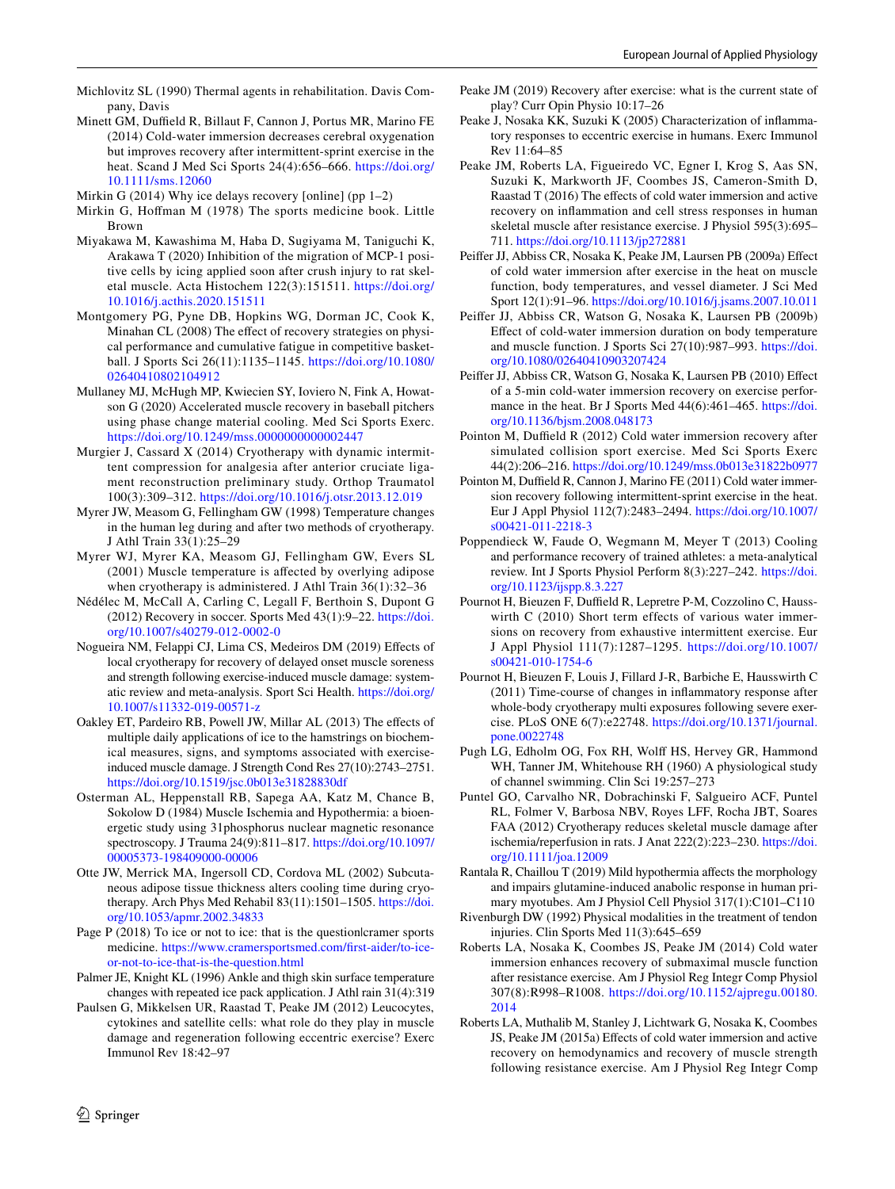Michlovitz SL (1990) Thermal agents in rehabilitation. Davis Company, Davis

Minett GM, Duffield R, Billaut F, Cannon J, Portus MR, Marino FE (2014) Cold-water immersion decreases cerebral oxygenation but improves recovery after intermittent-sprint exercise in the heat. Scand J Med Sci Sports 24(4):656–666. https://doi.org/10.1111/sms.12060

Mirkin G (2014) Why ice delays recovery [online] (pp 1–2)

Mirkin G, Hoffman M (1978) The sports medicine book. Little Brown

Miyakawa M, Kawashima M, Haba D, Sugiyama M, Taniguchi K, Arakawa T (2020) Inhibition of the migration of MCP-1 positive cells by icing applied soon after crush injury to rat skeletal muscle. Acta Histochem 122(3):151511. https://doi.org/10.1016/j.acthis.2020.151511

Montgomery PG, Pyne DB, Hopkins WG, Dorman JC, Cook K, Minahan CL (2008) The effect of recovery strategies on physical performance and cumulative fatigue in competitive basketball. J Sports Sci 26(11):1135–1145. https://doi.org/10.1080/02640410802104912

Mullaney MJ, McHugh MP, Kwiecien SY, Ioviero N, Fink A, Howatson G (2020) Accelerated muscle recovery in baseball pitchers using phase change material cooling. Med Sci Sports Exerc. https://doi.org/10.1249/mss.0000000000002447

Murgier J, Cassard X (2014) Cryotherapy with dynamic intermittent compression for analgesia after anterior cruciate ligament reconstruction preliminary study. Orthop Traumatol 100(3):309–312. https://doi.org/10.1016/j.otsr.2013.12.019

Myrer JW, Measom G, Fellingham GW (1998) Temperature changes in the human leg during and after two methods of cryotherapy. J Athl Train 33(1):25–29

Myrer WJ, Myrer KA, Measom GJ, Fellingham GW, Evers SL (2001) Muscle temperature is affected by overlying adipose when cryotherapy is administered. J Athl Train 36(1):32–36

Nédélec M, McCall A, Carling C, Legall F, Berthoin S, Dupont G (2012) Recovery in soccer. Sports Med 43(1):9–22. https://doi.org/10.1007/s40279-012-0002-0

Nogueira NM, Felappi CJ, Lima CS, Medeiros DM (2019) Effects of local cryotherapy for recovery of delayed onset muscle soreness and strength following exercise-induced muscle damage: systematic review and meta-analysis. Sport Sci Health. https://doi.org/10.1007/s11332-019-00571-z

Oakley ET, Pardeiro RB, Powell JW, Millar AL (2013) The effects of multiple daily applications of ice to the hamstrings on biochemical measures, signs, and symptoms associated with exercise-induced muscle damage. J Strength Cond Res 27(10):2743–2751. https://doi.org/10.1519/jsc.0b013e31828830df

Osterman AL, Heppenstall RB, Sapega AA, Katz M, Chance B, Sokolow D (1984) Muscle Ischemia and Hypothermia: a bioenergetic study using 31phosphorus nuclear magnetic resonance spectroscopy. J Trauma 24(9):811–817. https://doi.org/10.1097/00005373-198409000-00006

Otte JW, Merrick MA, Ingersoll CD, Cordova ML (2002) Subcutaneous adipose tissue thickness alters cooling time during cryotherapy. Arch Phys Med Rehabil 83(11):1501–1505. https://doi.org/10.1053/apmr.2002.34833

Page P (2018) To ice or not to ice: that is the question|cramer sports medicine. https://www.cramersportsmed.com/first-aider/to-ice-or-not-to-ice-that-is-the-question.html

Palmer JE, Knight KL (1996) Ankle and thigh skin surface temperature changes with repeated ice pack application. J Athl rain 31(4):319

Paulsen G, Mikkelsen UR, Raastad T, Peake JM (2012) Leucocytes, cytokines and satellite cells: what role do they play in muscle damage and regeneration following eccentric exercise? Exerc Immunol Rev 18:42–97

Peake JM (2019) Recovery after exercise: what is the current state of play? Curr Opin Physio 10:17–26

Peake J, Nosaka KK, Suzuki K (2005) Characterization of inflammatory responses to eccentric exercise in humans. Exerc Immunol Rev 11:64–85

Peake JM, Roberts LA, Figueiredo VC, Egner I, Krog S, Aas SN, Suzuki K, Markworth JF, Coombes JS, Cameron-Smith D, Raastad T (2016) The effects of cold water immersion and active recovery on inflammation and cell stress responses in human skeletal muscle after resistance exercise. J Physiol 595(3):695–711. https://doi.org/10.1113/jp272881

Peiffer JJ, Abbiss CR, Nosaka K, Peake JM, Laursen PB (2009a) Effect of cold water immersion after exercise in the heat on muscle function, body temperatures, and vessel diameter. J Sci Med Sport 12(1):91–96. https://doi.org/10.1016/j.jsams.2007.10.011

Peiffer JJ, Abbiss CR, Watson G, Nosaka K, Laursen PB (2009b) Effect of cold-water immersion duration on body temperature and muscle function. J Sports Sci 27(10):987–993. https://doi.org/10.1080/02640410903207424

Peiffer JJ, Abbiss CR, Watson G, Nosaka K, Laursen PB (2010) Effect of a 5-min cold-water immersion recovery on exercise performance in the heat. Br J Sports Med 44(6):461–465. https://doi.org/10.1136/bjsm.2008.048173

Pointon M, Duffield R (2012) Cold water immersion recovery after simulated collision sport exercise. Med Sci Sports Exerc 44(2):206–216. https://doi.org/10.1249/mss.0b013e31822b0977

Pointon M, Duffield R, Cannon J, Marino FE (2011) Cold water immersion recovery following intermittent-sprint exercise in the heat. Eur J Appl Physiol 112(7):2483–2494. https://doi.org/10.1007/s00421-011-2218-3

Poppendieck W, Faude O, Wegmann M, Meyer T (2013) Cooling and performance recovery of trained athletes: a meta-analytical review. Int J Sports Physiol Perform 8(3):227–242. https://doi.org/10.1123/ijspp.8.3.227

Pournot H, Bieuzen F, Duffield R, Lepretre P-M, Cozzolino C, Hausswirth C (2010) Short term effects of various water immersions on recovery from exhaustive intermittent exercise. Eur J Appl Physiol 111(7):1287–1295. https://doi.org/10.1007/s00421-010-1754-6

Pournot H, Bieuzen F, Louis J, Fillard J-R, Barbiche E, Hausswirth C (2011) Time-course of changes in inflammatory response after whole-body cryotherapy multi exposures following severe exercise. PLoS ONE 6(7):e22748. https://doi.org/10.1371/journal.pone.0022748

Pugh LG, Edholm OG, Fox RH, Wolff HS, Hervey GR, Hammond WH, Tanner JM, Whitehouse RH (1960) A physiological study of channel swimming. Clin Sci 19:257–273

Puntel GO, Carvalho NR, Dobrachinski F, Salgueiro ACF, Puntel RL, Folmer V, Barbosa NBV, Royes LFF, Rocha JBT, Soares FAA (2012) Cryotherapy reduces skeletal muscle damage after ischemia/reperfusion in rats. J Anat 222(2):223–230. https://doi.org/10.1111/joa.12009

Rantala R, Chaillou T (2019) Mild hypothermia affects the morphology and impairs glutamine-induced anabolic response in human primary myotubes. Am J Physiol Cell Physiol 317(1):C101–C110

Rivenburgh DW (1992) Physical modalities in the treatment of tendon injuries. Clin Sports Med 11(3):645–659

Roberts LA, Nosaka K, Coombes JS, Peake JM (2014) Cold water immersion enhances recovery of submaximal muscle function after resistance exercise. Am J Physiol Reg Integr Comp Physiol 307(8):R998–R1008. https://doi.org/10.1152/ajpregu.00180.2014

Roberts LA, Muthalib M, Stanley J, Lichtwark G, Nosaka K, Coombes JS, Peake JM (2015a) Effects of cold water immersion and active recovery on hemodynamics and recovery of muscle strength following resistance exercise. Am J Physiol Reg Integr Comp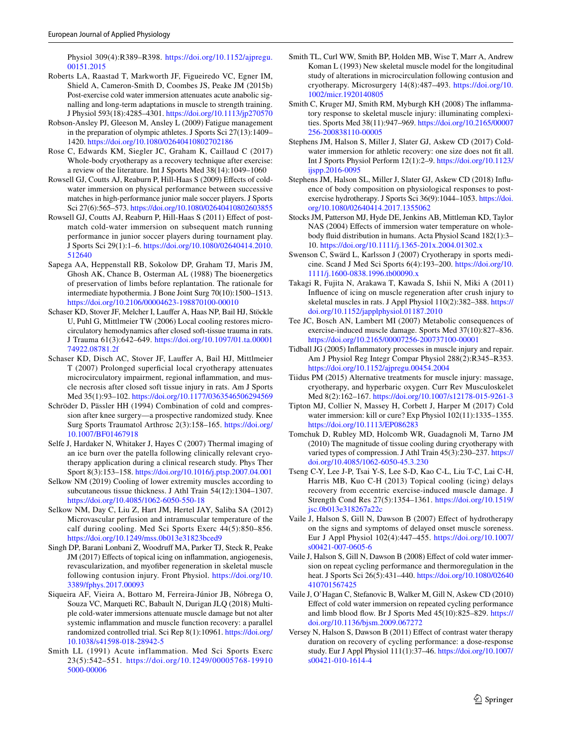Physiol 309(4):R389–R398. https://doi.org/10.1152/ajpregu.00151.2015

Roberts LA, Raastad T, Markworth JF, Figueiredo VC, Egner IM, Shield A, Cameron-Smith D, Coombes JS, Peake JM (2015b) Post-exercise cold water immersion attenuates acute anabolic signalling and long-term adaptations in muscle to strength training. J Physiol 593(18):4285–4301. https://doi.org/10.1113/jp270570

Robson-Ansley PJ, Gleeson M, Ansley L (2009) Fatigue management in the preparation of olympic athletes. J Sports Sci 27(13):1409–1420. https://doi.org/10.1080/02640410802702186

Rose C, Edwards KM, Siegler JC, Graham K, Caillaud C (2017) Whole-body cryotherapy as a recovery technique after exercise: a review of the literature. Int J Sports Med 38(14):1049–1060

Rowsell GJ, Coutts AJ, Reaburn P, Hill-Haas S (2009) Effects of cold-water immersion on physical performance between successive matches in high-performance junior male soccer players. J Sports Sci 27(6):565–573. https://doi.org/10.1080/02640410802603855

Rowsell GJ, Coutts AJ, Reaburn P, Hill-Haas S (2011) Effect of post-match cold-water immersion on subsequent match running performance in junior soccer players during tournament play. J Sports Sci 29(1):1–6. https://doi.org/10.1080/02640414.2010.512640

Sapega AA, Heppenstall RB, Sokolow DP, Graham TJ, Maris JM, Ghosh AK, Chance B, Osterman AL (1988) The bioenergetics of preservation of limbs before replantation. The rationale for intermediate hypothermia. J Bone Joint Surg 70(10):1500–1513. https://doi.org/10.2106/00004623-198870100-00010

Schaser KD, Stover JF, Melcher I, Lauffer A, Haas NP, Bail HJ, Stöckle U, Puhl G, Mittlmeier TW (2006) Local cooling restores microcirculatory hemodynamics after closed soft-tissue trauma in rats. J Trauma 61(3):642–649. https://doi.org/10.1097/01.ta.0000174922.08781.2f

Schaser KD, Disch AC, Stover JF, Lauffer A, Bail HJ, Mittlmeier T (2007) Prolonged superficial local cryotherapy attenuates microcirculatory impairment, regional inflammation, and muscle necrosis after closed soft tissue injury in rats. Am J Sports Med 35(1):93–102. https://doi.org/10.1177/0363546506294569

Schröder D, Pässler HH (1994) Combination of cold and compression after knee surgery—a prospective randomized study. Knee Surg Sports Traumatol Arthrosc 2(3):158–165. https://doi.org/10.1007/BF01467918

Selfe J, Hardaker N, Whitaker J, Hayes C (2007) Thermal imaging of an ice burn over the patella following clinically relevant cryotherapy application during a clinical research study. Phys Ther Sport 8(3):153–158. https://doi.org/10.1016/j.ptsp.2007.04.001

Selkow NM (2019) Cooling of lower extremity muscles according to subcutaneous tissue thickness. J Athl Train 54(12):1304–1307. https://doi.org/10.4085/1062-6050-550-18

Selkow NM, Day C, Liu Z, Hart JM, Hertel JAY, Saliba SA (2012) Microvascular perfusion and intramuscular temperature of the calf during cooling. Med Sci Sports Exerc 44(5):850–856. https://doi.org/10.1249/mss.0b013e31823bced9

Singh DP, Barani Lonbani Z, Woodruff MA, Parker TJ, Steck R, Peake JM (2017) Effects of topical icing on inflammation, angiogenesis, revascularization, and myofiber regeneration in skeletal muscle following contusion injury. Front Physiol. https://doi.org/10.3389/fphys.2017.00093

Siqueira AF, Vieira A, Bottaro M, Ferreira-Júnior JB, Nóbrega O, Souza VC, Marqueti RC, Babault N, Durigan JLQ (2018) Multiple cold-water immersions attenuate muscle damage but not alter systemic inflammation and muscle function recovery: a parallel randomized controlled trial. Sci Rep 8(1):10961. https://doi.org/10.1038/s41598-018-28942-5

Smith LL (1991) Acute inflammation. Med Sci Sports Exerc 23(5):542–551. https://doi.org/10.1249/00005768-199105000-00006

Smith TL, Curl WW, Smith BP, Holden MB, Wise T, Marr A, Andrew Koman L (1993) New skeletal muscle model for the longitudinal study of alterations in microcirculation following contusion and cryotherapy. Microsurgery 14(8):487–493. https://doi.org/10.1002/micr.1920140805

Smith C, Kruger MJ, Smith RM, Myburgh KH (2008) The inflammatory response to skeletal muscle injury: illuminating complexities. Sports Med 38(11):947–969. https://doi.org/10.2165/00007256-200838110-00005

Stephens JM, Halson S, Miller J, Slater GJ, Askew CD (2017) Cold-water immersion for athletic recovery: one size does not fit all. Int J Sports Physiol Perform 12(1):2–9. https://doi.org/10.1123/ijspp.2016-0095

Stephens JM, Halson SL, Miller J, Slater GJ, Askew CD (2018) Influence of body composition on physiological responses to post-exercise hydrotherapy. J Sports Sci 36(9):1044–1053. https://doi.org/10.1080/02640414.2017.1355062

Stocks JM, Patterson MJ, Hyde DE, Jenkins AB, Mittleman KD, Taylor NAS (2004) Effects of immersion water temperature on whole-body fluid distribution in humans. Acta Physiol Scand 182(1):3–10. https://doi.org/10.1111/j.1365-201x.2004.01302.x

Swenson C, Swärd L, Karlsson J (2007) Cryotherapy in sports medicine. Scand J Med Sci Sports 6(4):193–200. https://doi.org/10.1111/j.1600-0838.1996.tb00090.x

Takagi R, Fujita N, Arakawa T, Kawada S, Ishii N, Miki A (2011) Influence of icing on muscle regeneration after crush injury to skeletal muscles in rats. J Appl Physiol 110(2):382–388. https://doi.org/10.1152/japplphysiol.01187.2010

Tee JC, Bosch AN, Lambert MI (2007) Metabolic consequences of exercise-induced muscle damage. Sports Med 37(10):827–836. https://doi.org/10.2165/00007256-200737100-00001

Tidball JG (2005) Inflammatory processes in muscle injury and repair. Am J Physiol Reg Integr Compar Physiol 288(2):R345–R353. https://doi.org/10.1152/ajpregu.00454.2004

Tiidus PM (2015) Alternative treatments for muscle injury: massage, cryotherapy, and hyperbaric oxygen. Curr Rev Musculoskelet Med 8(2):162–167. https://doi.org/10.1007/s12178-015-9261-3

Tipton MJ, Collier N, Massey H, Corbett J, Harper M (2017) Cold water immersion: kill or cure? Exp Physiol 102(11):1335–1355. https://doi.org/10.1113/EP086283

Tomchuk D, Rubley MD, Holcomb WR, Guadagnoli M, Tarno JM (2010) The magnitude of tissue cooling during cryotherapy with varied types of compression. J Athl Train 45(3):230–237. https://doi.org/10.4085/1062-6050-45.3.230

Tseng C-Y, Lee J-P, Tsai Y-S, Lee S-D, Kao C-L, Liu T-C, Lai C-H, Harris MB, Kuo C-H (2013) Topical cooling (icing) delays recovery from eccentric exercise-induced muscle damage. J Strength Cond Res 27(5):1354–1361. https://doi.org/10.1519/jsc.0b013e318267a22c

Vaile J, Halson S, Gill N, Dawson B (2007) Effect of hydrotherapy on the signs and symptoms of delayed onset muscle soreness. Eur J Appl Physiol 102(4):447–455. https://doi.org/10.1007/s00421-007-0605-6

Vaile J, Halson S, Gill N, Dawson B (2008) Effect of cold water immersion on repeat cycling performance and thermoregulation in the heat. J Sports Sci 26(5):431–440. https://doi.org/10.1080/02640410701567425

Vaile J, O'Hagan C, Stefanovic B, Walker M, Gill N, Askew CD (2010) Effect of cold water immersion on repeated cycling performance and limb blood flow. Br J Sports Med 45(10):825–829. https://doi.org/10.1136/bjsm.2009.067272

Versey N, Halson S, Dawson B (2011) Effect of contrast water therapy duration on recovery of cycling performance: a dose-response study. Eur J Appl Physiol 111(1):37–46. https://doi.org/10.1007/s00421-010-1614-4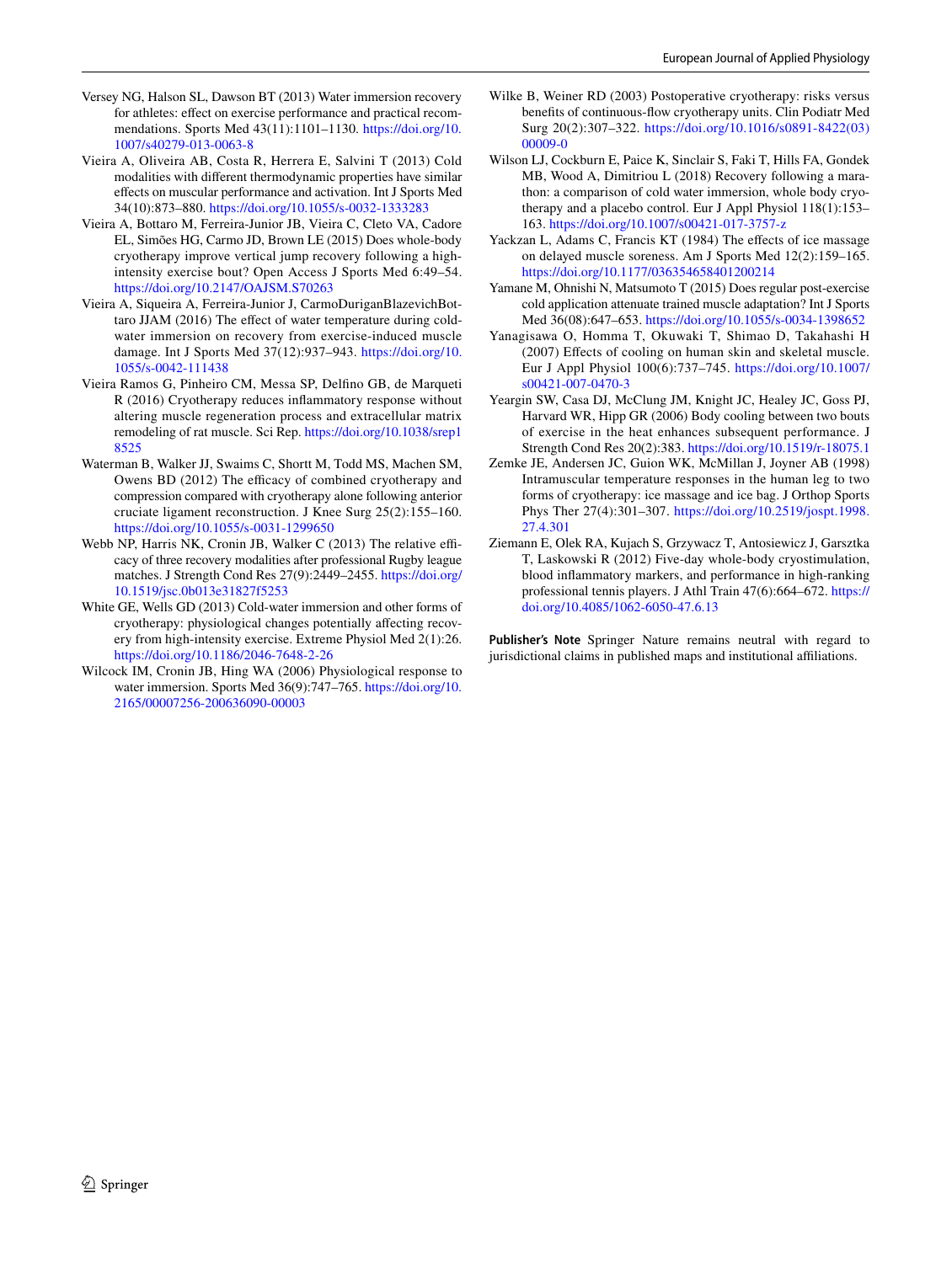Versey NG, Halson SL, Dawson BT (2013) Water immersion recovery for athletes: effect on exercise performance and practical recommendations. Sports Med 43(11):1101–1130. https://doi.org/10.1007/s40279-013-0063-8

Vieira A, Oliveira AB, Costa R, Herrera E, Salvini T (2013) Cold modalities with different thermodynamic properties have similar effects on muscular performance and activation. Int J Sports Med 34(10):873–880. https://doi.org/10.1055/s-0032-1333283

Vieira A, Bottaro M, Ferreira-Junior JB, Vieira C, Cleto VA, Cadore EL, Simões HG, Carmo JD, Brown LE (2015) Does whole-body cryotherapy improve vertical jump recovery following a high-intensity exercise bout? Open Access J Sports Med 6:49–54. https://doi.org/10.2147/OAJSM.S70263

Vieira A, Siqueira A, Ferreira-Junior J, CarmoDuriganBlazevichBottaro JJAM (2016) The effect of water temperature during cold-water immersion on recovery from exercise-induced muscle damage. Int J Sports Med 37(12):937–943. https://doi.org/10.1055/s-0042-111438

Vieira Ramos G, Pinheiro CM, Messa SP, Delfino GB, de Marqueti R (2016) Cryotherapy reduces inflammatory response without altering muscle regeneration process and extracellular matrix remodeling of rat muscle. Sci Rep. https://doi.org/10.1038/srep18525

Waterman B, Walker JJ, Swaims C, Shortt M, Todd MS, Machen SM, Owens BD (2012) The efficacy of combined cryotherapy and compression compared with cryotherapy alone following anterior cruciate ligament reconstruction. J Knee Surg 25(2):155–160. https://doi.org/10.1055/s-0031-1299650

Webb NP, Harris NK, Cronin JB, Walker C (2013) The relative efficacy of three recovery modalities after professional Rugby league matches. J Strength Cond Res 27(9):2449–2455. https://doi.org/10.1519/jsc.0b013e31827f5253

White GE, Wells GD (2013) Cold-water immersion and other forms of cryotherapy: physiological changes potentially affecting recovery from high-intensity exercise. Extreme Physiol Med 2(1):26. https://doi.org/10.1186/2046-7648-2-26

Wilcock IM, Cronin JB, Hing WA (2006) Physiological response to water immersion. Sports Med 36(9):747–765. https://doi.org/10.2165/00007256-200636090-00003

Wilke B, Weiner RD (2003) Postoperative cryotherapy: risks versus benefits of continuous-flow cryotherapy units. Clin Podiatr Med Surg 20(2):307–322. https://doi.org/10.1016/s0891-8422(03)00009-0

Wilson LJ, Cockburn E, Paice K, Sinclair S, Faki T, Hills FA, Gondek MB, Wood A, Dimitriou L (2018) Recovery following a marathon: a comparison of cold water immersion, whole body cryotherapy and a placebo control. Eur J Appl Physiol 118(1):153–163. https://doi.org/10.1007/s00421-017-3757-z

Yackzan L, Adams C, Francis KT (1984) The effects of ice massage on delayed muscle soreness. Am J Sports Med 12(2):159–165. https://doi.org/10.1177/036354658401200214

Yamane M, Ohnishi N, Matsumoto T (2015) Does regular post-exercise cold application attenuate trained muscle adaptation? Int J Sports Med 36(08):647–653. https://doi.org/10.1055/s-0034-1398652

Yanagisawa O, Homma T, Okuwaki T, Shimao D, Takahashi H (2007) Effects of cooling on human skin and skeletal muscle. Eur J Appl Physiol 100(6):737–745. https://doi.org/10.1007/s00421-007-0470-3

Yeargin SW, Casa DJ, McClung JM, Knight JC, Healey JC, Goss PJ, Harvard WR, Hipp GR (2006) Body cooling between two bouts of exercise in the heat enhances subsequent performance. J Strength Cond Res 20(2):383. https://doi.org/10.1519/r-18075.1

Zemke JE, Andersen JC, Guion WK, McMillan J, Joyner AB (1998) Intramuscular temperature responses in the human leg to two forms of cryotherapy: ice massage and ice bag. J Orthop Sports Phys Ther 27(4):301–307. https://doi.org/10.2519/jospt.1998.27.4.301

Ziemann E, Olek RA, Kujach S, Grzywacz T, Antosiewicz J, Garsztka T, Laskowski R (2012) Five-day whole-body cryostimulation, blood inflammatory markers, and performance in high-ranking professional tennis players. J Athl Train 47(6):664–672. https://doi.org/10.4085/1062-6050-47.6.13

**Publisher's Note** Springer Nature remains neutral with regard to jurisdictional claims in published maps and institutional affiliations.